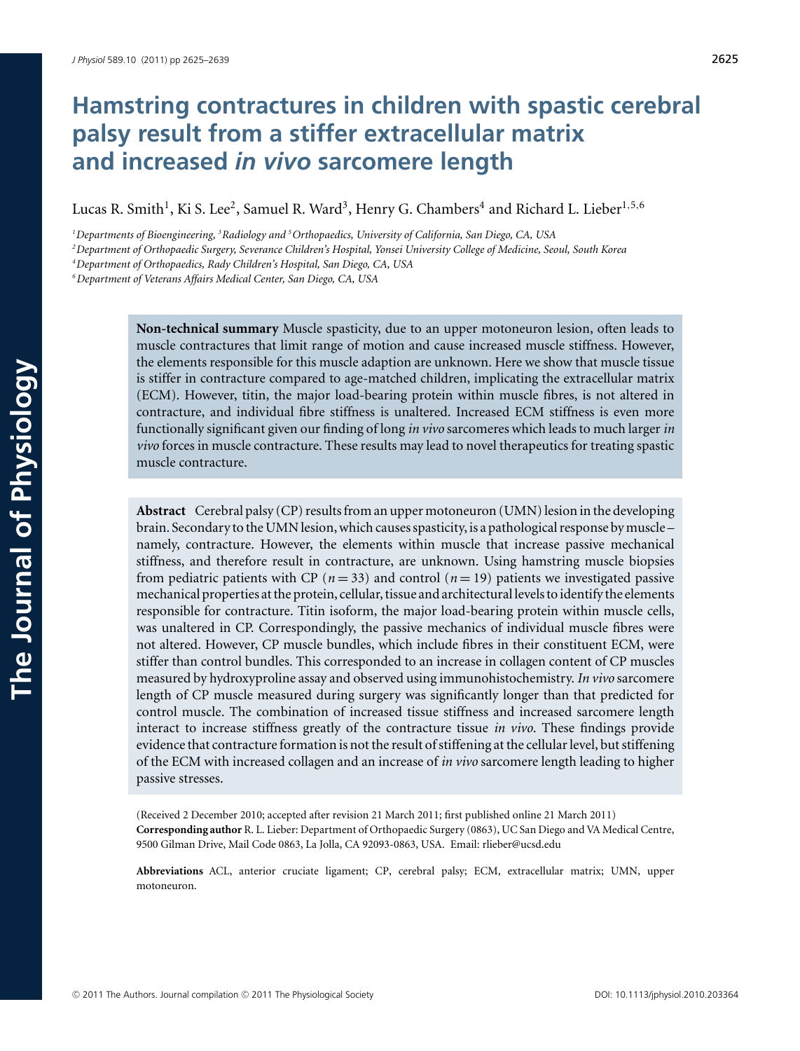# Hamstring contractures in children with spastic cerebral palsy result from a stiffer extracellular matrix and increased *in vivo* sarcomere length

Lucas R. Smith[1], Ki S. Lee[2], Samuel R. Ward[3], Henry G. Chambers[4] and Richard L. Lieber[1,5,6]

[1]*Departments of Bioengineering,* [3]*Radiology and* [5]*Orthopaedics, University of California, San Diego, CA, USA*

[2]*Department of Orthopaedic Surgery, Severance Children's Hospital, Yonsei University College of Medicine, Seoul, South Korea*

[4]*Department of Orthopaedics, Rady Children's Hospital, San Diego, CA, USA*

[6]*Department of Veterans Affairs Medical Center, San Diego, CA, USA*

**Non-technical summary** Muscle spasticity, due to an upper motoneuron lesion, often leads to muscle contractures that limit range of motion and cause increased muscle stiffness. However, the elements responsible for this muscle adaption are unknown. Here we show that muscle tissue is stiffer in contracture compared to age-matched children, implicating the extracellular matrix (ECM). However, titin, the major load-bearing protein within muscle fibres, is not altered in contracture, and individual fibre stiffness is unaltered. Increased ECM stiffness is even more functionally significant given our finding of long *in vivo* sarcomeres which leads to much larger *in vivo* forces in muscle contracture. These results may lead to novel therapeutics for treating spastic muscle contracture.

**Abstract** Cerebral palsy (CP) results from an upper motoneuron (UMN) lesion in the developing brain. Secondary to the UMN lesion, which causes spasticity, is a pathological response by muscle – namely, contracture. However, the elements within muscle that increase passive mechanical stiffness, and therefore result in contracture, are unknown. Using hamstring muscle biopsies from pediatric patients with CP ($n = 33$) and control ($n = 19$) patients we investigated passive mechanical properties at the protein, cellular, tissue and architectural levels to identify the elements responsible for contracture. Titin isoform, the major load-bearing protein within muscle cells, was unaltered in CP. Correspondingly, the passive mechanics of individual muscle fibres were not altered. However, CP muscle bundles, which include fibres in their constituent ECM, were stiffer than control bundles. This corresponded to an increase in collagen content of CP muscles measured by hydroxyproline assay and observed using immunohistochemistry. *In vivo* sarcomere length of CP muscle measured during surgery was significantly longer than that predicted for control muscle. The combination of increased tissue stiffness and increased sarcomere length interact to increase stiffness greatly of the contracture tissue *in vivo*. These findings provide evidence that contracture formation is not the result of stiffening at the cellular level, but stiffening of the ECM with increased collagen and an increase of *in vivo* sarcomere length leading to higher passive stresses.

(Received 2 December 2010; accepted after revision 21 March 2011; first published online 21 March 2011)

**Corresponding author** R. L. Lieber: Department of Orthopaedic Surgery (0863), UC San Diego and VA Medical Centre, 9500 Gilman Drive, Mail Code 0863, La Jolla, CA 92093-0863, USA. Email: rlieber@ucsd.edu

**Abbreviations** ACL, anterior cruciate ligament; CP, cerebral palsy; ECM, extracellular matrix; UMN, upper motoneuron.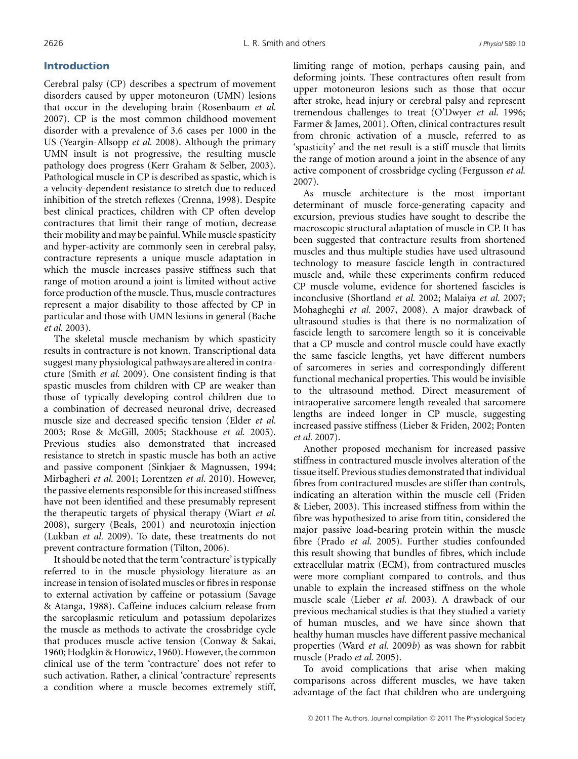## Introduction

Cerebral palsy (CP) describes a spectrum of movement disorders caused by upper motoneuron (UMN) lesions that occur in the developing brain (Rosenbaum *et al.* 2007). CP is the most common childhood movement disorder with a prevalence of 3.6 cases per 1000 in the US (Yeargin-Allsopp *et al.* 2008). Although the primary UMN insult is not progressive, the resulting muscle pathology does progress (Kerr Graham & Selber, 2003). Pathological muscle in CP is described as spastic, which is a velocity-dependent resistance to stretch due to reduced inhibition of the stretch reflexes (Crenna, 1998). Despite best clinical practices, children with CP often develop contractures that limit their range of motion, decrease their mobility and may be painful. While muscle spasticity and hyper-activity are commonly seen in cerebral palsy, contracture represents a unique muscle adaptation in which the muscle increases passive stiffness such that range of motion around a joint is limited without active force production of the muscle. Thus, muscle contractures represent a major disability to those affected by CP in particular and those with UMN lesions in general (Bache *et al.* 2003).

The skeletal muscle mechanism by which spasticity results in contracture is not known. Transcriptional data suggest many physiological pathways are altered in contracture (Smith *et al.* 2009). One consistent finding is that spastic muscles from children with CP are weaker than those of typically developing control children due to a combination of decreased neuronal drive, decreased muscle size and decreased specific tension (Elder *et al.* 2003; Rose & McGill, 2005; Stackhouse *et al.* 2005). Previous studies also demonstrated that increased resistance to stretch in spastic muscle has both an active and passive component (Sinkjaer & Magnussen, 1994; Mirbagheri *et al.* 2001; Lorentzen *et al.* 2010). However, the passive elements responsible for this increased stiffness have not been identified and these presumably represent the therapeutic targets of physical therapy (Wiart *et al.* 2008), surgery (Beals, 2001) and neurotoxin injection (Lukban *et al.* 2009). To date, these treatments do not prevent contracture formation (Tilton, 2006).

It should be noted that the term 'contracture' is typically referred to in the muscle physiology literature as an increase in tension of isolated muscles or fibres in response to external activation by caffeine or potassium (Savage & Atanga, 1988). Caffeine induces calcium release from the sarcoplasmic reticulum and potassium depolarizes the muscle as methods to activate the crossbridge cycle that produces muscle active tension (Conway & Sakai, 1960; Hodgkin & Horowicz, 1960). However, the common clinical use of the term 'contracture' does not refer to such activation. Rather, a clinical 'contracture' represents a condition where a muscle becomes extremely stiff, limiting range of motion, perhaps causing pain, and deforming joints. These contractures often result from upper motoneuron lesions such as those that occur after stroke, head injury or cerebral palsy and represent tremendous challenges to treat (O'Dwyer *et al.* 1996; Farmer & James, 2001). Often, clinical contractures result from chronic activation of a muscle, referred to as 'spasticity' and the net result is a stiff muscle that limits the range of motion around a joint in the absence of any active component of crossbridge cycling (Fergusson *et al.* 2007).

As muscle architecture is the most important determinant of muscle force-generating capacity and excursion, previous studies have sought to describe the macroscopic structural adaptation of muscle in CP. It has been suggested that contracture results from shortened muscles and thus multiple studies have used ultrasound technology to measure fascicle length in contractured muscle and, while these experiments confirm reduced CP muscle volume, evidence for shortened fascicles is inconclusive (Shortland *et al.* 2002; Malaiya *et al.* 2007; Mohagheghi *et al.* 2007, 2008). A major drawback of ultrasound studies is that there is no normalization of fascicle length to sarcomere length so it is conceivable that a CP muscle and control muscle could have exactly the same fascicle lengths, yet have different numbers of sarcomeres in series and correspondingly different functional mechanical properties. This would be invisible to the ultrasound method. Direct measurement of intraoperative sarcomere length revealed that sarcomere lengths are indeed longer in CP muscle, suggesting increased passive stiffness (Lieber & Friden, 2002; Ponten *et al.* 2007).

Another proposed mechanism for increased passive stiffness in contractured muscle involves alteration of the tissue itself. Previous studies demonstrated that individual fibres from contractured muscles are stiffer than controls, indicating an alteration within the muscle cell (Friden & Lieber, 2003). This increased stiffness from within the fibre was hypothesized to arise from titin, considered the major passive load-bearing protein within the muscle fibre (Prado *et al.* 2005). Further studies confounded this result showing that bundles of fibres, which include extracellular matrix (ECM), from contractured muscles were more compliant compared to controls, and thus unable to explain the increased stiffness on the whole muscle scale (Lieber *et al.* 2003). A drawback of our previous mechanical studies is that they studied a variety of human muscles, and we have since shown that healthy human muscles have different passive mechanical properties (Ward *et al.* 2009*b*) as was shown for rabbit muscle (Prado *et al.* 2005).

To avoid complications that arise when making comparisons across different muscles, we have taken advantage of the fact that children who are undergoing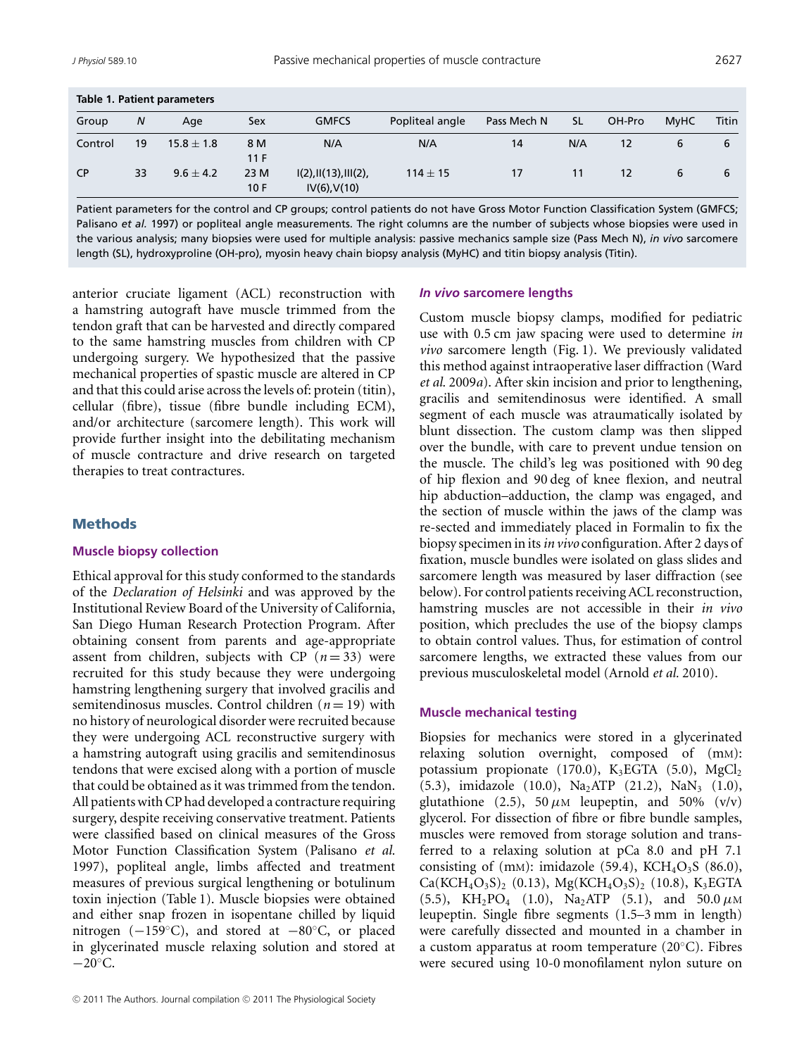**Table 1. Patient parameters**

| Group | N | Age | Sex | GMFCS | Popliteal angle | Pass Mech N | SL | OH-Pro | MyHC | Titin |
|---|---|---|---|---|---|---|---|---|---|---|
| Control | 19 | 15.8 ± 1.8 | 8 M<br>11 F | N/A | N/A | 14 | N/A | 12 | 6 | 6 |
| CP | 33 | 9.6 ± 4.2 | 23 M<br>10 F | I(2),II(13),III(2),<br>IV(6),V(10) | 114 ± 15 | 17 | 11 | 12 | 6 | 6 |

Patient parameters for the control and CP groups; control patients do not have Gross Motor Function Classification System (GMFCS; Palisano *et al.* 1997) or popliteal angle measurements. The right columns are the number of subjects whose biopsies were used in the various analysis; many biopsies were used for multiple analysis: passive mechanics sample size (Pass Mech N), *in vivo* sarcomere length (SL), hydroxyproline (OH-pro), myosin heavy chain biopsy analysis (MyHC) and titin biopsy analysis (Titin).

anterior cruciate ligament (ACL) reconstruction with a hamstring autograft have muscle trimmed from the tendon graft that can be harvested and directly compared to the same hamstring muscles from children with CP undergoing surgery. We hypothesized that the passive mechanical properties of spastic muscle are altered in CP and that this could arise across the levels of: protein (titin), cellular (fibre), tissue (fibre bundle including ECM), and/or architecture (sarcomere length). This work will provide further insight into the debilitating mechanism of muscle contracture and drive research on targeted therapies to treat contractures.

## Methods

### Muscle biopsy collection

Ethical approval for this study conformed to the standards of the *Declaration of Helsinki* and was approved by the Institutional Review Board of the University of California, San Diego Human Research Protection Program. After obtaining consent from parents and age-appropriate assent from children, subjects with CP ($n = 33$) were recruited for this study because they were undergoing hamstring lengthening surgery that involved gracilis and semitendinosus muscles. Control children ($n = 19$) with no history of neurological disorder were recruited because they were undergoing ACL reconstructive surgery with a hamstring autograft using gracilis and semitendinosus tendons that were excised along with a portion of muscle that could be obtained as it was trimmed from the tendon. All patients with CP had developed a contracture requiring surgery, despite receiving conservative treatment. Patients were classified based on clinical measures of the Gross Motor Function Classification System (Palisano *et al.* 1997), popliteal angle, limbs affected and treatment measures of previous surgical lengthening or botulinum toxin injection (Table 1). Muscle biopsies were obtained and either snap frozen in isopentane chilled by liquid nitrogen (−159°C), and stored at −80°C, or placed in glycerinated muscle relaxing solution and stored at −20°C.

### *In vivo* sarcomere lengths

Custom muscle biopsy clamps, modified for pediatric use with 0.5 cm jaw spacing were used to determine *in vivo* sarcomere length (Fig. 1). We previously validated this method against intraoperative laser diffraction (Ward *et al.* 2009*a*). After skin incision and prior to lengthening, gracilis and semitendinosus were identified. A small segment of each muscle was atraumatically isolated by blunt dissection. The custom clamp was then slipped over the bundle, with care to prevent undue tension on the muscle. The child's leg was positioned with 90 deg of hip flexion and 90 deg of knee flexion, and neutral hip abduction–adduction, the clamp was engaged, and the section of muscle within the jaws of the clamp was re-sected and immediately placed in Formalin to fix the biopsy specimen in its *in vivo* configuration. After 2 days of fixation, muscle bundles were isolated on glass slides and sarcomere length was measured by laser diffraction (see below). For control patients receiving ACL reconstruction, hamstring muscles are not accessible in their *in vivo* position, which precludes the use of the biopsy clamps to obtain control values. Thus, for estimation of control sarcomere lengths, we extracted these values from our previous musculoskeletal model (Arnold *et al.* 2010).

### Muscle mechanical testing

Biopsies for mechanics were stored in a glycerinated relaxing solution overnight, composed of (mM): potassium propionate (170.0), $K_3EGTA$ (5.0), $MgCl_2$ (5.3), imidazole (10.0), $Na_2ATP$ (21.2), $NaN_3$ (1.0), glutathione (2.5), 50 $\mu$M leupeptin, and 50% (v/v) glycerol. For dissection of fibre or fibre bundle samples, muscles were removed from storage solution and transferred to a relaxing solution at pCa 8.0 and pH 7.1 consisting of (mM): imidazole (59.4), $KCH_4O_3S$ (86.0), $Ca(KCH_4O_3S)_2$ (0.13), $Mg(KCH_4O_3S)_2$ (10.8), $K_3EGTA$ (5.5), $KH_2PO_4$ (1.0), $Na_2ATP$ (5.1), and 50.0 $\mu$M leupeptin. Single fibre segments (1.5–3 mm in length) were carefully dissected and mounted in a chamber in a custom apparatus at room temperature (20°C). Fibres were secured using 10-0 monofilament nylon suture on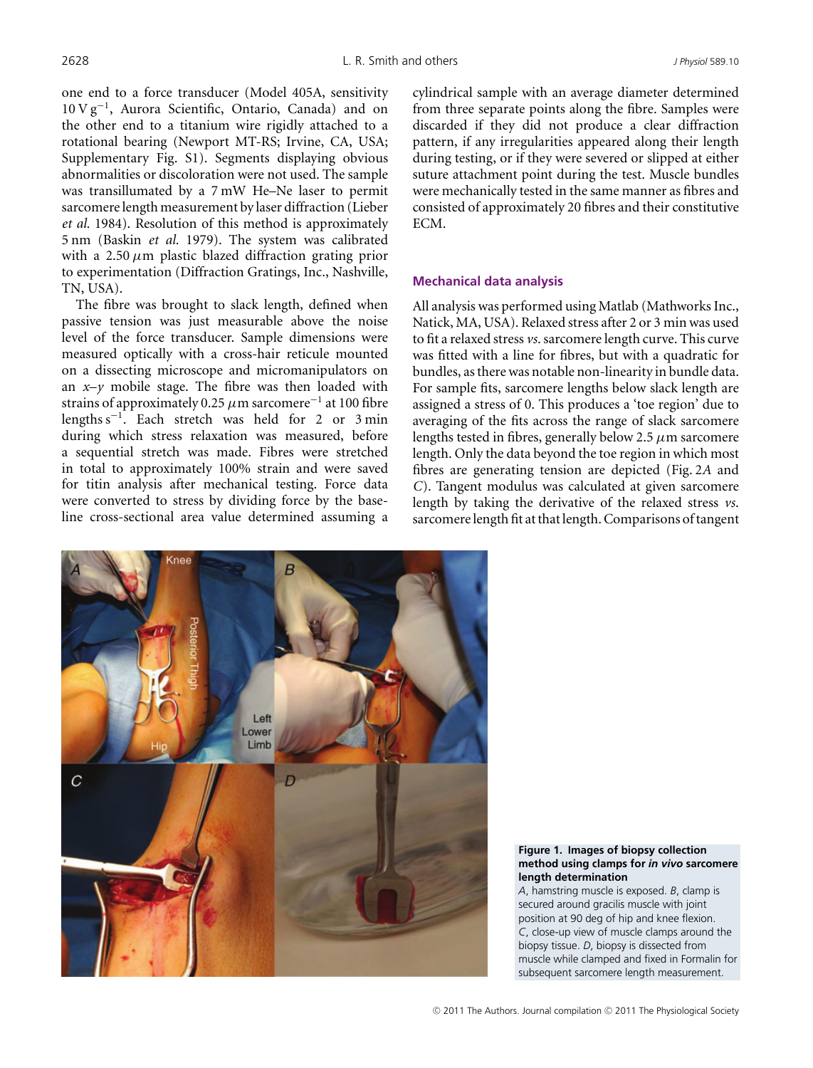one end to a force transducer (Model 405A, sensitivity 10 V g$^{-1}$, Aurora Scientific, Ontario, Canada) and on the other end to a titanium wire rigidly attached to a rotational bearing (Newport MT-RS; Irvine, CA, USA; Supplementary Fig. S1). Segments displaying obvious abnormalities or discoloration were not used. The sample was transillumated by a 7 mW He–Ne laser to permit sarcomere length measurement by laser diffraction (Lieber *et al.* 1984). Resolution of this method is approximately 5 nm (Baskin *et al.* 1979). The system was calibrated with a 2.50 $\mu$m plastic blazed diffraction grating prior to experimentation (Diffraction Gratings, Inc., Nashville, TN, USA).

The fibre was brought to slack length, defined when passive tension was just measurable above the noise level of the force transducer. Sample dimensions were measured optically with a cross-hair reticule mounted on a dissecting microscope and micromanipulators on an $x$–$y$ mobile stage. The fibre was then loaded with strains of approximately 0.25 $\mu$m sarcomere$^{-1}$ at 100 fibre lengths s$^{-1}$. Each stretch was held for 2 or 3 min during which stress relaxation was measured, before a sequential stretch was made. Fibres were stretched in total to approximately 100% strain and were saved for titin analysis after mechanical testing. Force data were converted to stress by dividing force by the baseline cross-sectional area value determined assuming a cylindrical sample with an average diameter determined from three separate points along the fibre. Samples were discarded if they did not produce a clear diffraction pattern, if any irregularities appeared along their length during testing, or if they were severed or slipped at either suture attachment point during the test. Muscle bundles were mechanically tested in the same manner as fibres and consisted of approximately 20 fibres and their constitutive ECM.

## Mechanical data analysis

All analysis was performed using Matlab (Mathworks Inc., Natick, MA, USA). Relaxed stress after 2 or 3 min was used to fit a relaxed stress *vs.* sarcomere length curve. This curve was fitted with a line for fibres, but with a quadratic for bundles, as there was notable non-linearity in bundle data. For sample fits, sarcomere lengths below slack length are assigned a stress of 0. This produces a 'toe region' due to averaging of the fits across the range of slack sarcomere lengths tested in fibres, generally below 2.5 $\mu$m sarcomere length. Only the data beyond the toe region in which most fibres are generating tension are depicted (Fig. 2*A* and *C*). Tangent modulus was calculated at given sarcomere length by taking the derivative of the relaxed stress *vs.* sarcomere length fit at that length. Comparisons of tangent

**Figure 1. Images of biopsy collection method using clamps for *in vivo* sarcomere length determination**

*A*, hamstring muscle is exposed. *B*, clamp is secured around gracilis muscle with joint position at 90 deg of hip and knee flexion. *C*, close-up view of muscle clamps around the biopsy tissue. *D*, biopsy is dissected from muscle while clamped and fixed in Formalin for subsequent sarcomere length measurement.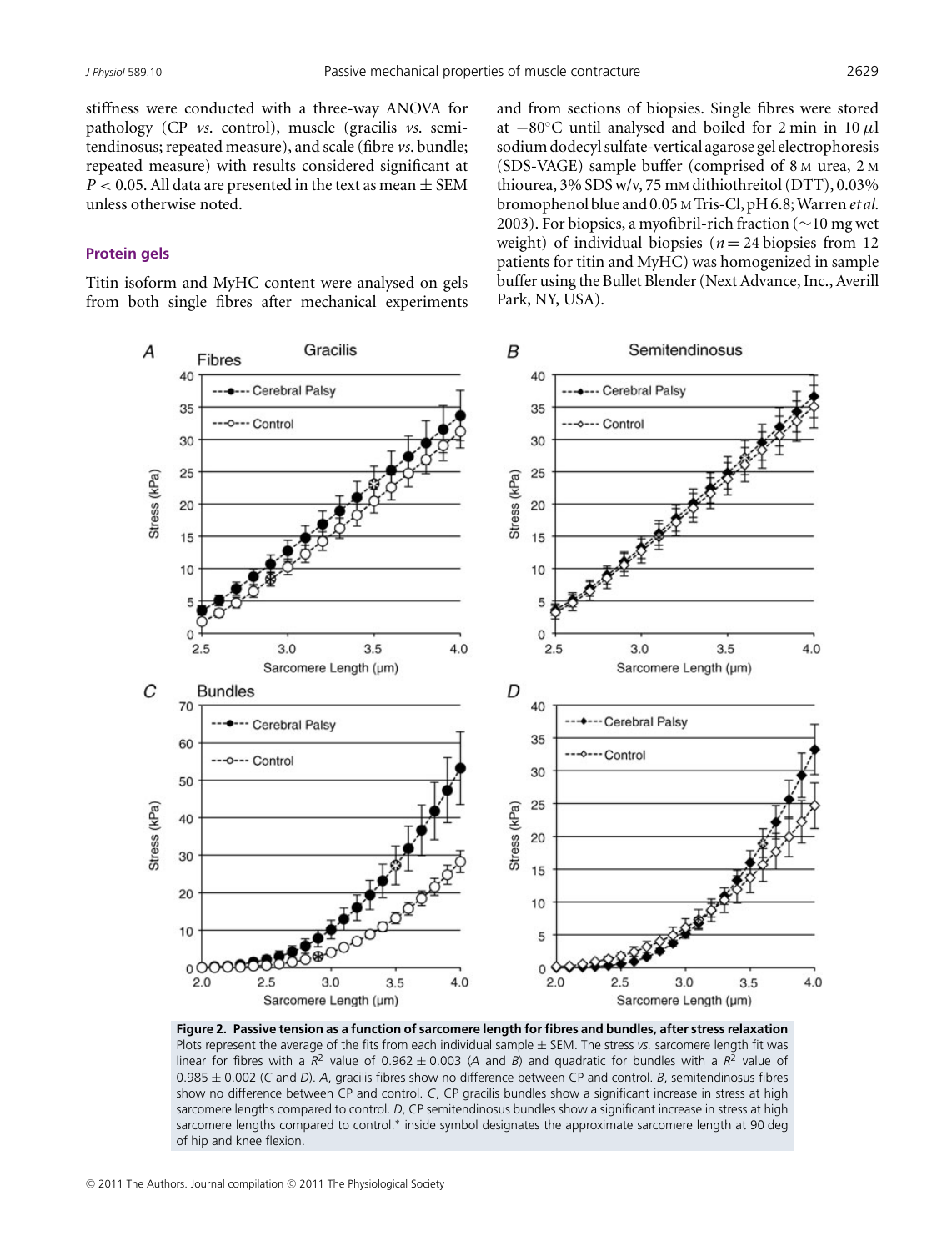stiffness were conducted with a three-way ANOVA for pathology (CP *vs.* control), muscle (gracilis *vs.* semitendinosus; repeated measure), and scale (fibre *vs.* bundle; repeated measure) with results considered significant at $P < 0.05$. All data are presented in the text as mean ± SEM unless otherwise noted.

### Protein gels

Titin isoform and MyHC content were analysed on gels from both single fibres after mechanical experiments and from sections of biopsies. Single fibres were stored at −80°C until analysed and boiled for 2 min in 10 μl sodium dodecyl sulfate-vertical agarose gel electrophoresis (SDS-VAGE) sample buffer (comprised of 8 M urea, 2 M thiourea, 3% SDS w/v, 75 mM dithiothreitol (DTT), 0.03% bromophenol blue and 0.05 M Tris-Cl, pH 6.8; Warren *et al.* 2003). For biopsies, a myofibril-rich fraction (∼10 mg wet weight) of individual biopsies ($n = 24$ biopsies from 12 patients for titin and MyHC) was homogenized in sample buffer using the Bullet Blender (Next Advance, Inc., Averill Park, NY, USA).

A
Gracilis
Fibres
Cerebral Palsy
Control
Stress (kPa)
Sarcomere Length (μm)

B
Semitendinosus
Cerebral Palsy
Control
Stress (kPa)
Sarcomere Length (μm)

C
Bundles
Cerebral Palsy
Control
Stress (kPa)
Sarcomere Length (μm)

D
Cerebral Palsy
Control
Stress (kPa)
Sarcomere Length (μm)

**Figure 2. Passive tension as a function of sarcomere length for fibres and bundles, after stress relaxation**
Plots represent the average of the fits from each individual sample ± SEM. The stress *vs.* sarcomere length fit was linear for fibres with a $R^2$ value of 0.962 ± 0.003 (*A* and *B*) and quadratic for bundles with a $R^2$ value of 0.985 ± 0.002 (*C* and *D*). *A*, gracilis fibres show no difference between CP and control. *B*, semitendinosus fibres show no difference between CP and control. *C*, CP gracilis bundles show a significant increase in stress at high sarcomere lengths compared to control. *D*, CP semitendinosus bundles show a significant increase in stress at high sarcomere lengths compared to control.* inside symbol designates the approximate sarcomere length at 90 deg of hip and knee flexion.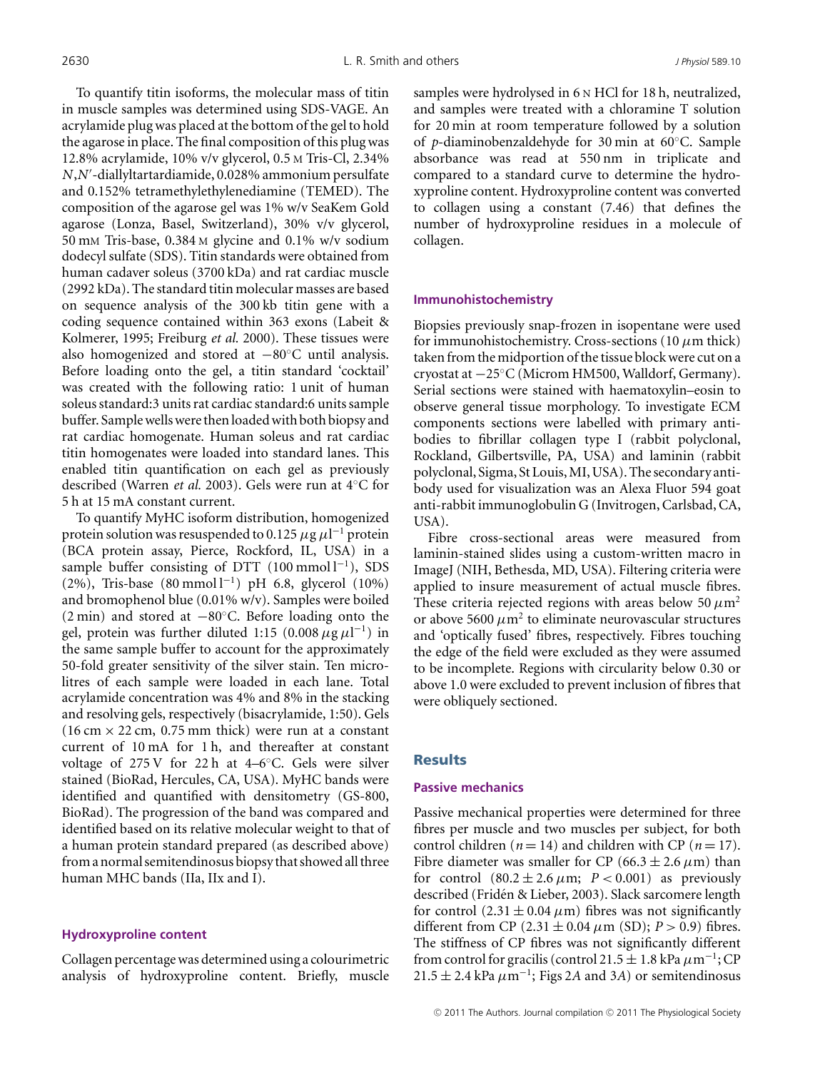To quantify titin isoforms, the molecular mass of titin in muscle samples was determined using SDS-VAGE. An acrylamide plug was placed at the bottom of the gel to hold the agarose in place. The final composition of this plug was 12.8% acrylamide, 10% v/v glycerol, 0.5 M Tris-Cl, 2.34% $N$,$N'$-diallyltartardiamide, 0.028% ammonium persulfate and 0.152% tetramethylethylenediamine (TEMED). The composition of the agarose gel was 1% w/v SeaKem Gold agarose (Lonza, Basel, Switzerland), 30% v/v glycerol, 50 mM Tris-base, 0.384 M glycine and 0.1% w/v sodium dodecyl sulfate (SDS). Titin standards were obtained from human cadaver soleus (3700 kDa) and rat cardiac muscle (2992 kDa). The standard titin molecular masses are based on sequence analysis of the 300 kb titin gene with a coding sequence contained within 363 exons (Labeit & Kolmerer, 1995; Freiburg *et al.* 2000). These tissues were also homogenized and stored at −80°C until analysis. Before loading onto the gel, a titin standard 'cocktail' was created with the following ratio: 1 unit of human soleus standard:3 units rat cardiac standard:6 units sample buffer. Sample wells were then loaded with both biopsy and rat cardiac homogenate. Human soleus and rat cardiac titin homogenates were loaded into standard lanes. This enabled titin quantification on each gel as previously described (Warren *et al.* 2003). Gels were run at 4°C for 5 h at 15 mA constant current.

To quantify MyHC isoform distribution, homogenized protein solution was resuspended to 0.125 $\mu$g $\mu$l$^{-1}$ protein (BCA protein assay, Pierce, Rockford, IL, USA) in a sample buffer consisting of DTT (100 mmol l$^{-1}$), SDS (2%), Tris-base (80 mmol l$^{-1}$) pH 6.8, glycerol (10%) and bromophenol blue (0.01% w/v). Samples were boiled (2 min) and stored at −80°C. Before loading onto the gel, protein was further diluted 1:15 (0.008 $\mu$g $\mu$l$^{-1}$) in the same sample buffer to account for the approximately 50-fold greater sensitivity of the silver stain. Ten microlitres of each sample were loaded in each lane. Total acrylamide concentration was 4% and 8% in the stacking and resolving gels, respectively (bisacrylamide, 1:50). Gels (16 cm × 22 cm, 0.75 mm thick) were run at a constant current of 10 mA for 1 h, and thereafter at constant voltage of 275 V for 22 h at 4–6°C. Gels were silver stained (BioRad, Hercules, CA, USA). MyHC bands were identified and quantified with densitometry (GS-800, BioRad). The progression of the band was compared and identified based on its relative molecular weight to that of a human protein standard prepared (as described above) from a normal semitendinosus biopsy that showed all three human MHC bands (IIa, IIx and I).

### Hydroxyproline content

Collagen percentage was determined using a colourimetric analysis of hydroxyproline content. Briefly, muscle samples were hydrolysed in 6 N HCl for 18 h, neutralized, and samples were treated with a chloramine T solution for 20 min at room temperature followed by a solution of $p$-diaminobenzaldehyde for 30 min at 60°C. Sample absorbance was read at 550 nm in triplicate and compared to a standard curve to determine the hydroxyproline content. Hydroxyproline content was converted to collagen using a constant (7.46) that defines the number of hydroxyproline residues in a molecule of collagen.

### Immunohistochemistry

Biopsies previously snap-frozen in isopentane were used for immunohistochemistry. Cross-sections (10 $\mu$m thick) taken from the midportion of the tissue block were cut on a cryostat at −25°C (Microm HM500, Walldorf, Germany). Serial sections were stained with haematoxylin–eosin to observe general tissue morphology. To investigate ECM components sections were labelled with primary antibodies to fibrillar collagen type I (rabbit polyclonal, Rockland, Gilbertsville, PA, USA) and laminin (rabbit polyclonal, Sigma, St Louis, MI, USA). The secondary antibody used for visualization was an Alexa Fluor 594 goat anti-rabbit immunoglobulin G (Invitrogen, Carlsbad, CA, USA).

Fibre cross-sectional areas were measured from laminin-stained slides using a custom-written macro in ImageJ (NIH, Bethesda, MD, USA). Filtering criteria were applied to insure measurement of actual muscle fibres. These criteria rejected regions with areas below 50 $\mu$m$^2$ or above 5600 $\mu$m$^2$ to eliminate neurovascular structures and 'optically fused' fibres, respectively. Fibres touching the edge of the field were excluded as they were assumed to be incomplete. Regions with circularity below 0.30 or above 1.0 were excluded to prevent inclusion of fibres that were obliquely sectioned.

## Results

### Passive mechanics

Passive mechanical properties were determined for three fibres per muscle and two muscles per subject, for both control children ($n = 14$) and children with CP ($n = 17$). Fibre diameter was smaller for CP (66.3 ± 2.6 $\mu$m) than for control (80.2 ± 2.6 $\mu$m; $P < 0.001$) as previously described (Fridén & Lieber, 2003). Slack sarcomere length for control (2.31 ± 0.04 $\mu$m) fibres was not significantly different from CP (2.31 ± 0.04 $\mu$m (SD); $P > 0.9$) fibres. The stiffness of CP fibres was not significantly different from control for gracilis (control 21.5 ± 1.8 kPa $\mu$m$^{-1}$; CP 21.5 ± 2.4 kPa $\mu$m$^{-1}$; Figs 2*A* and 3*A*) or semitendinosus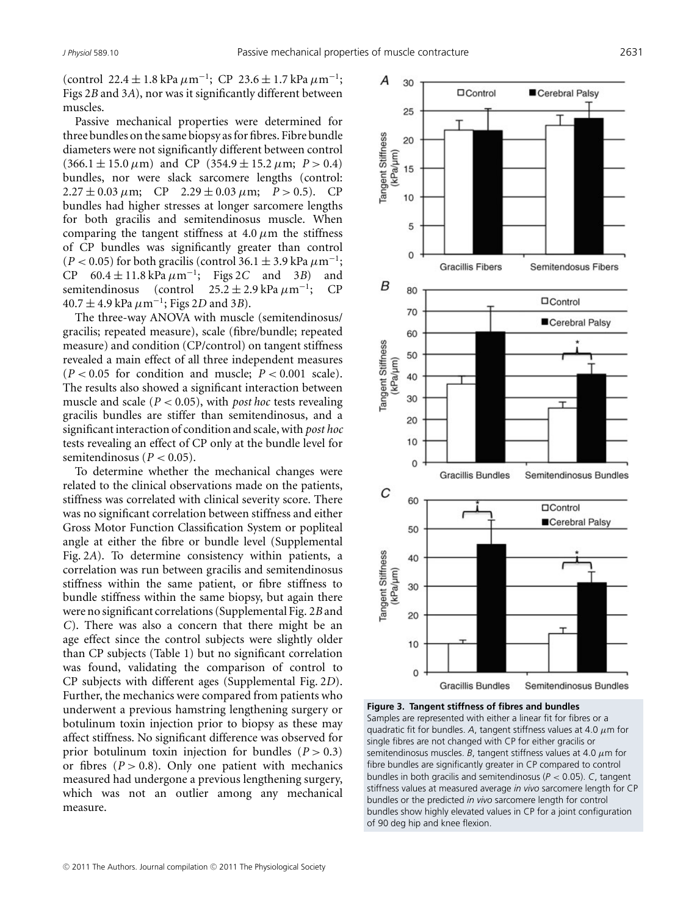(control $22.4 \pm 1.8$ kPa $\mu$m$^{-1}$; CP $23.6 \pm 1.7$ kPa $\mu$m$^{-1}$; Figs 2*B* and 3*A*), nor was it significantly different between muscles.

Passive mechanical properties were determined for three bundles on the same biopsy as for fibres. Fibre bundle diameters were not significantly different between control ($366.1 \pm 15.0$ $\mu$m) and CP ($354.9 \pm 15.2$ $\mu$m; $P > 0.4$) bundles, nor were slack sarcomere lengths (control: $2.27 \pm 0.03$ $\mu$m; CP $2.29 \pm 0.03$ $\mu$m; $P > 0.5$). CP bundles had higher stresses at longer sarcomere lengths for both gracilis and semitendinosus muscle. When comparing the tangent stiffness at 4.0 $\mu$m the stiffness of CP bundles was significantly greater than control ($P < 0.05$) for both gracilis (control $36.1 \pm 3.9$ kPa $\mu$m$^{-1}$; CP $60.4 \pm 11.8$ kPa $\mu$m$^{-1}$; Figs 2*C* and 3*B*) and semitendinosus (control $25.2 \pm 2.9$ kPa $\mu$m$^{-1}$; CP $40.7 \pm 4.9$ kPa $\mu$m$^{-1}$; Figs 2*D* and 3*B*).

The three-way ANOVA with muscle (semitendinosus/gracilis; repeated measure), scale (fibre/bundle; repeated measure) and condition (CP/control) on tangent stiffness revealed a main effect of all three independent measures ($P < 0.05$ for condition and muscle; $P < 0.001$ scale). The results also showed a significant interaction between muscle and scale ($P < 0.05$), with *post hoc* tests revealing gracilis bundles are stiffer than semitendinosus, and a significant interaction of condition and scale, with *post hoc* tests revealing an effect of CP only at the bundle level for semitendinosus ($P < 0.05$).

To determine whether the mechanical changes were related to the clinical observations made on the patients, stiffness was correlated with clinical severity score. There was no significant correlation between stiffness and either Gross Motor Function Classification System or popliteal angle at either the fibre or bundle level (Supplemental Fig. 2*A*). To determine consistency within patients, a correlation was run between gracilis and semitendinosus stiffness within the same patient, or fibre stiffness to bundle stiffness within the same biopsy, but again there were no significant correlations (Supplemental Fig. 2*B* and *C*). There was also a concern that there might be an age effect since the control subjects were slightly older than CP subjects (Table 1) but no significant correlation was found, validating the comparison of control to CP subjects with different ages (Supplemental Fig. 2*D*). Further, the mechanics were compared from patients who underwent a previous hamstring lengthening surgery or botulinum toxin injection prior to biopsy as these may affect stiffness. No significant difference was observed for prior botulinum toxin injection for bundles ($P > 0.3$) or fibres ($P > 0.8$). Only one patient with mechanics measured had undergone a previous lengthening surgery, which was not an outlier among any mechanical measure.

A

□Control ■Cerebral Palsy

Tangent Stiffness (kPa/μm)

0 5 10 15 20 25 30

Gracilis Fibers   Semitendosus Fibers

B

□Control ■Cerebral Palsy

Tangent Stiffness (kPa/μm)

0 10 20 30 40 50 60 70 80

*

Gracilis Bundles   Semitendinosus Bundles

C

□Control ■Cerebral Palsy

Tangent Stiffness (kPa/μm)

0 10 20 30 40 50 60

*   *

Gracilis Bundles   Semitendinosus Bundles

**Figure 3. Tangent stiffness of fibres and bundles**
Samples are represented with either a linear fit for fibres or a quadratic fit for bundles. *A*, tangent stiffness values at 4.0 $\mu$m for single fibres are not changed with CP for either gracilis or semitendinosus muscles. *B*, tangent stiffness values at 4.0 $\mu$m for fibre bundles are significantly greater in CP compared to control bundles in both gracilis and semitendinosus ($P < 0.05$). *C*, tangent stiffness values at measured average *in vivo* sarcomere length for CP bundles or the predicted *in vivo* sarcomere length for control bundles show highly elevated values in CP for a joint configuration of 90 deg hip and knee flexion.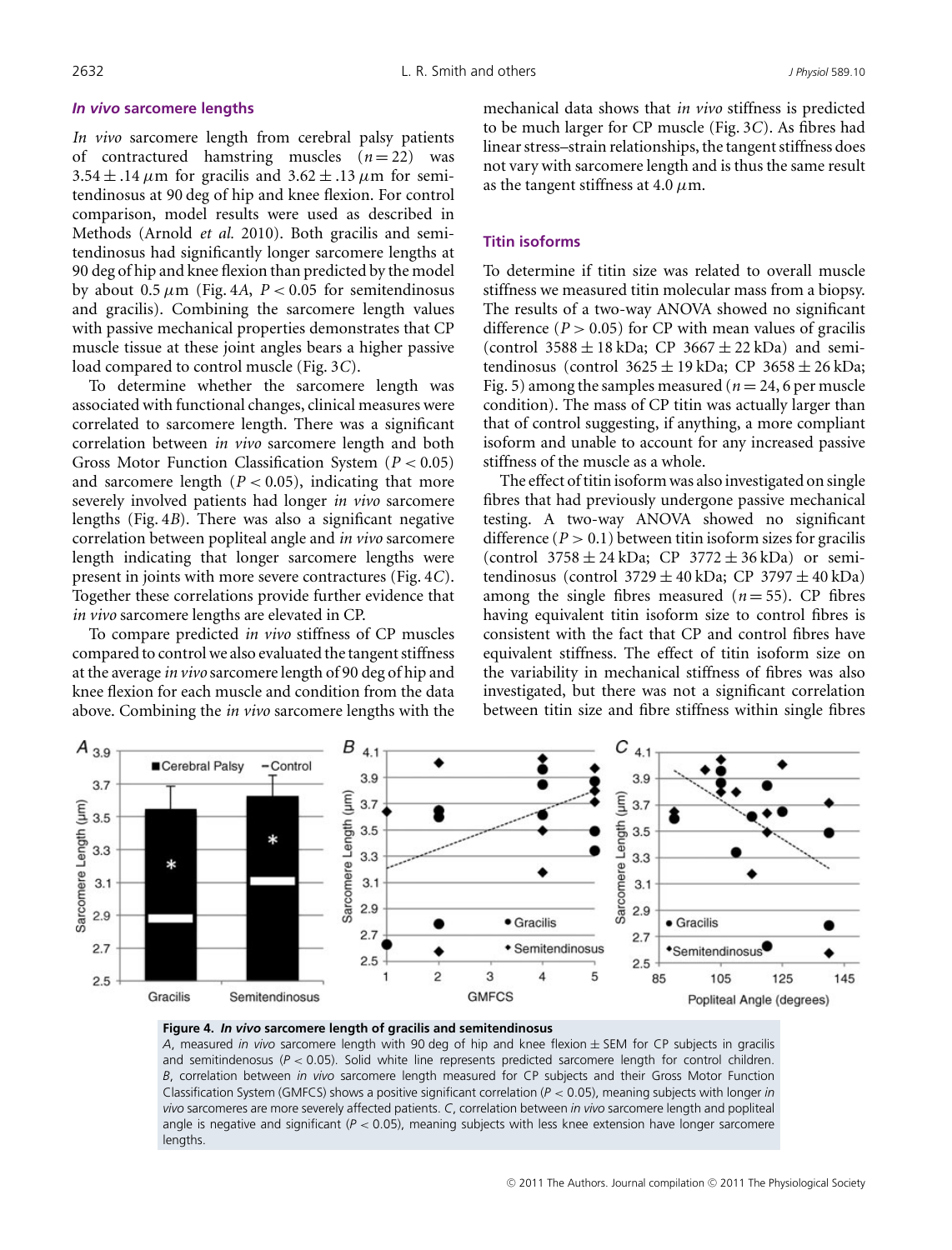### *In vivo* sarcomere lengths

*In vivo* sarcomere length from cerebral palsy patients of contractured hamstring muscles ($n = 22$) was $3.54 \pm .14\ \mu$m for gracilis and $3.62 \pm .13\ \mu$m for semitendinosus at 90 deg of hip and knee flexion. For control comparison, model results were used as described in Methods (Arnold *et al.* 2010). Both gracilis and semitendinosus had significantly longer sarcomere lengths at 90 deg of hip and knee flexion than predicted by the model by about 0.5 $\mu$m (Fig. 4*A*, $P < 0.05$ for semitendinosus and gracilis). Combining the sarcomere length values with passive mechanical properties demonstrates that CP muscle tissue at these joint angles bears a higher passive load compared to control muscle (Fig. 3*C*).

To determine whether the sarcomere length was associated with functional changes, clinical measures were correlated to sarcomere length. There was a significant correlation between *in vivo* sarcomere length and both Gross Motor Function Classification System ($P < 0.05$) and sarcomere length ($P < 0.05$), indicating that more severely involved patients had longer *in vivo* sarcomere lengths (Fig. 4*B*). There was also a significant negative correlation between popliteal angle and *in vivo* sarcomere length indicating that longer sarcomere lengths were present in joints with more severe contractures (Fig. 4*C*). Together these correlations provide further evidence that *in vivo* sarcomere lengths are elevated in CP.

To compare predicted *in vivo* stiffness of CP muscles compared to control we also evaluated the tangent stiffness at the average *in vivo* sarcomere length of 90 deg of hip and knee flexion for each muscle and condition from the data above. Combining the *in vivo* sarcomere lengths with the mechanical data shows that *in vivo* stiffness is predicted to be much larger for CP muscle (Fig. 3*C*). As fibres had linear stress–strain relationships, the tangent stiffness does not vary with sarcomere length and is thus the same result as the tangent stiffness at 4.0 $\mu$m.

### Titin isoforms

To determine if titin size was related to overall muscle stiffness we measured titin molecular mass from a biopsy. The results of a two-way ANOVA showed no significant difference ($P > 0.05$) for CP with mean values of gracilis (control $3588 \pm 18$ kDa; CP $3667 \pm 22$ kDa) and semitendinosus (control $3625 \pm 19$ kDa; CP $3658 \pm 26$ kDa; Fig. 5) among the samples measured ($n = 24$, 6 per muscle condition). The mass of CP titin was actually larger than that of control suggesting, if anything, a more compliant isoform and unable to account for any increased passive stiffness of the muscle as a whole.

The effect of titin isoform was also investigated on single fibres that had previously undergone passive mechanical testing. A two-way ANOVA showed no significant difference ($P > 0.1$) between titin isoform sizes for gracilis (control $3758 \pm 24$ kDa; CP $3772 \pm 36$ kDa) or semitendinosus (control $3729 \pm 40$ kDa; CP $3797 \pm 40$ kDa) among the single fibres measured ($n = 55$). CP fibres having equivalent titin isoform size to control fibres is consistent with the fact that CP and control fibres have equivalent stiffness. The effect of titin isoform size on the variability in mechanical stiffness of fibres was also investigated, but there was not a significant correlation between titin size and fibre stiffness within single fibres

A
Cerebral Palsy
Control
Sarcomere Length (µm)
3.9
3.7
3.5
3.3
3.1
2.9
2.7
2.5
Gracilis
Semitendinosus

B
Sarcomere Length (µm)
4.1
3.9
3.7
3.5
3.3
3.1
2.9
2.7
2.5
1
2
3
4
5
GMFCS
Gracilis
Semitendinosus

C
Sarcomere Length (µm)
4.1
3.9
3.7
3.5
3.3
3.1
2.9
2.7
2.5
85
105
125
145
Popliteal Angle (degrees)
Gracilis
Semitendinosus

**Figure 4. *In vivo* sarcomere length of gracilis and semitendinosus**
*A*, measured *in vivo* sarcomere length with 90 deg of hip and knee flexion ± SEM for CP subjects in gracilis and semitendenosus ($P < 0.05$). Solid white line represents predicted sarcomere length for control children. *B*, correlation between *in vivo* sarcomere length measured for CP subjects and their Gross Motor Function Classification System (GMFCS) shows a positive significant correlation ($P < 0.05$), meaning subjects with longer *in vivo* sarcomeres are more severely affected patients. *C*, correlation between *in vivo* sarcomere length and popliteal angle is negative and significant ($P < 0.05$), meaning subjects with less knee extension have longer sarcomere lengths.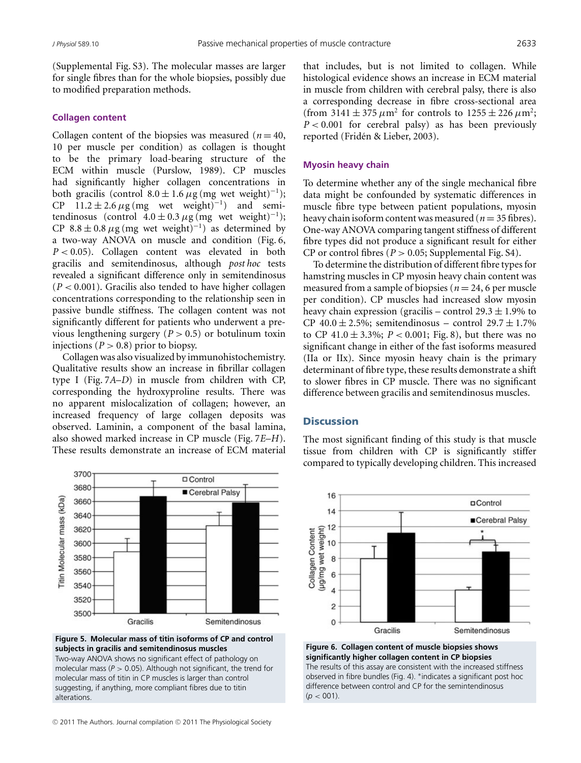(Supplemental Fig. S3). The molecular masses are larger for single fibres than for the whole biopsies, possibly due to modified preparation methods.

### Collagen content

Collagen content of the biopsies was measured ($n = 40$, 10 per muscle per condition) as collagen is thought to be the primary load-bearing structure of the ECM within muscle (Purslow, 1989). CP muscles had significantly higher collagen concentrations in both gracilis (control $8.0 \pm 1.6\ \mu g\ (mg\ wet\ weight)^{-1}$); CP $11.2 \pm 2.6\ \mu g\ (mg\ wet\ weight)^{-1}$) and semitendinosus (control $4.0 \pm 0.3\ \mu g\ (mg\ wet\ weight)^{-1}$); CP $8.8 \pm 0.8\ \mu g\ (mg\ wet\ weight)^{-1}$) as determined by a two-way ANOVA on muscle and condition (Fig. 6, $P < 0.05$). Collagen content was elevated in both gracilis and semitendinosus, although *post hoc* tests revealed a significant difference only in semitendinosus ($P < 0.001$). Gracilis also tended to have higher collagen concentrations corresponding to the relationship seen in passive bundle stiffness. The collagen content was not significantly different for patients who underwent a previous lengthening surgery ($P > 0.5$) or botulinum toxin injections ($P > 0.8$) prior to biopsy.

Collagen was also visualized by immunohistochemistry. Qualitative results show an increase in fibrillar collagen type I (Fig. 7*A*–*D*) in muscle from children with CP, corresponding the hydroxyproline results. There was no apparent mislocalization of collagen; however, an increased frequency of large collagen deposits was observed. Laminin, a component of the basal lamina, also showed marked increase in CP muscle (Fig. 7*E*–*H*). These results demonstrate an increase of ECM material that includes, but is not limited to collagen. While histological evidence shows an increase in ECM material in muscle from children with cerebral palsy, there is also a corresponding decrease in fibre cross-sectional area (from $3141 \pm 375\ \mu m^2$ for controls to $1255 \pm 226\ \mu m^2$; $P < 0.001$ for cerebral palsy) as has been previously reported (Fridén & Lieber, 2003).

Titin Molecular mass (kDa)
3700
3680
3660
3640
3620
3600
3580
3560
3540
3520
3500
□ Control
■ Cerebral Palsy
Gracilis
Semitendinosus

**Figure 5. Molecular mass of titin isoforms of CP and control subjects in gracilis and semitendinosus muscles**
Two-way ANOVA shows no significant effect of pathology on molecular mass ($P > 0.05$). Although not significant, the trend for molecular mass of titin in CP muscles is larger than control suggesting, if anything, more compliant fibres due to titin alterations.

### Myosin heavy chain

To determine whether any of the single mechanical fibre data might be confounded by systematic differences in muscle fibre type between patient populations, myosin heavy chain isoform content was measured ($n = 35$ fibres). One-way ANOVA comparing tangent stiffness of different fibre types did not produce a significant result for either CP or control fibres ($P > 0.05$; Supplemental Fig. S4).

To determine the distribution of different fibre types for hamstring muscles in CP myosin heavy chain content was measured from a sample of biopsies ($n = 24$, 6 per muscle per condition). CP muscles had increased slow myosin heavy chain expression (gracilis – control $29.3 \pm 1.9\%$ to CP $40.0 \pm 2.5\%$; semitendinosus – control $29.7 \pm 1.7\%$ to CP $41.0 \pm 3.3\%$; $P < 0.001$; Fig. 8), but there was no significant change in either of the fast isoforms measured (IIa or IIx). Since myosin heavy chain is the primary determinant of fibre type, these results demonstrate a shift to slower fibres in CP muscle. There was no significant difference between gracilis and semitendinosus muscles.

## Discussion

The most significant finding of this study is that muscle tissue from children with CP is significantly stiffer compared to typically developing children. This increased

Collagen Content (μg/mg wet weight)
16
14
12
10
8
6
4
2
0
□Control
■Cerebral Palsy
*
Gracilis
Semitendinosus

**Figure 6. Collagen content of muscle biopsies shows significantly higher collagen content in CP biopsies**
The results of this assay are consistent with the increased stiffness observed in fibre bundles (Fig. 4). *indicates a significant post hoc difference between control and CP for the semitendinosus ($p < 001$).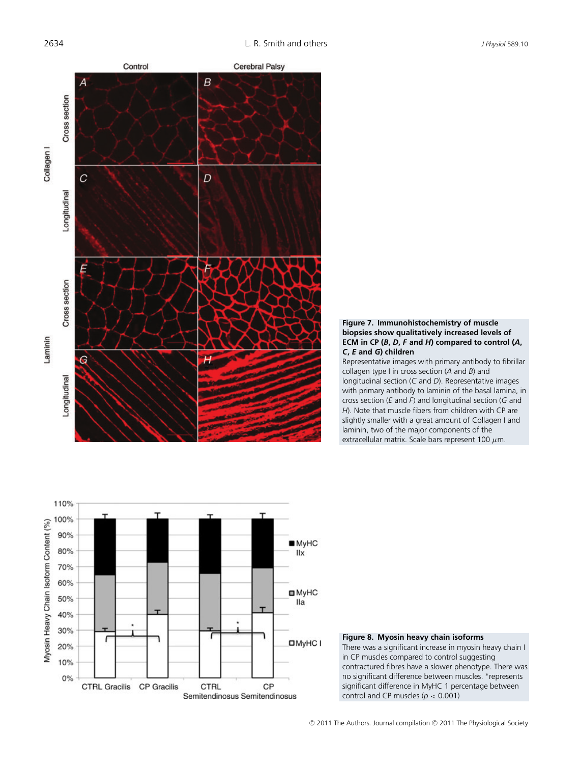Control

Cerebral Palsy

Collagen I

Cross section

Longitudinal

Laminin

Cross section

Longitudinal

A B C D E F G H

**Figure 7. Immunohistochemistry of muscle biopsies show qualitatively increased levels of ECM in CP (*B*, *D*, *F* and *H*) compared to control (*A*, *C*, *E* and *G*) children**

Representative images with primary antibody to fibrillar collagen type I in cross section (*A* and *B*) and longitudinal section (*C* and *D*). Representative images with primary antibody to laminin of the basal lamina, in cross section (*E* and *F*) and longitudinal section (*G* and *H*). Note that muscle fibers from children with CP are slightly smaller with a great amount of Collagen I and laminin, two of the major components of the extracellular matrix. Scale bars represent 100 $\mu$m.

Myosin Heavy Chain Isoform Content (%)

110%
100%
90%
80%
70%
60%
50%
40%
30%
20%
10%
0%

CTRL Gracilis
CP Gracilis
CTRL Semitendinosus
CP Semitendinosus

MyHC IIx
MyHC IIa
MyHC I

*

*

**Figure 8. Myosin heavy chain isoforms**

There was a significant increase in myosin heavy chain I in CP muscles compared to control suggesting contractured fibres have a slower phenotype. There was no significant difference between muscles. *represents significant difference in MyHC 1 percentage between control and CP muscles ($p < 0.001$)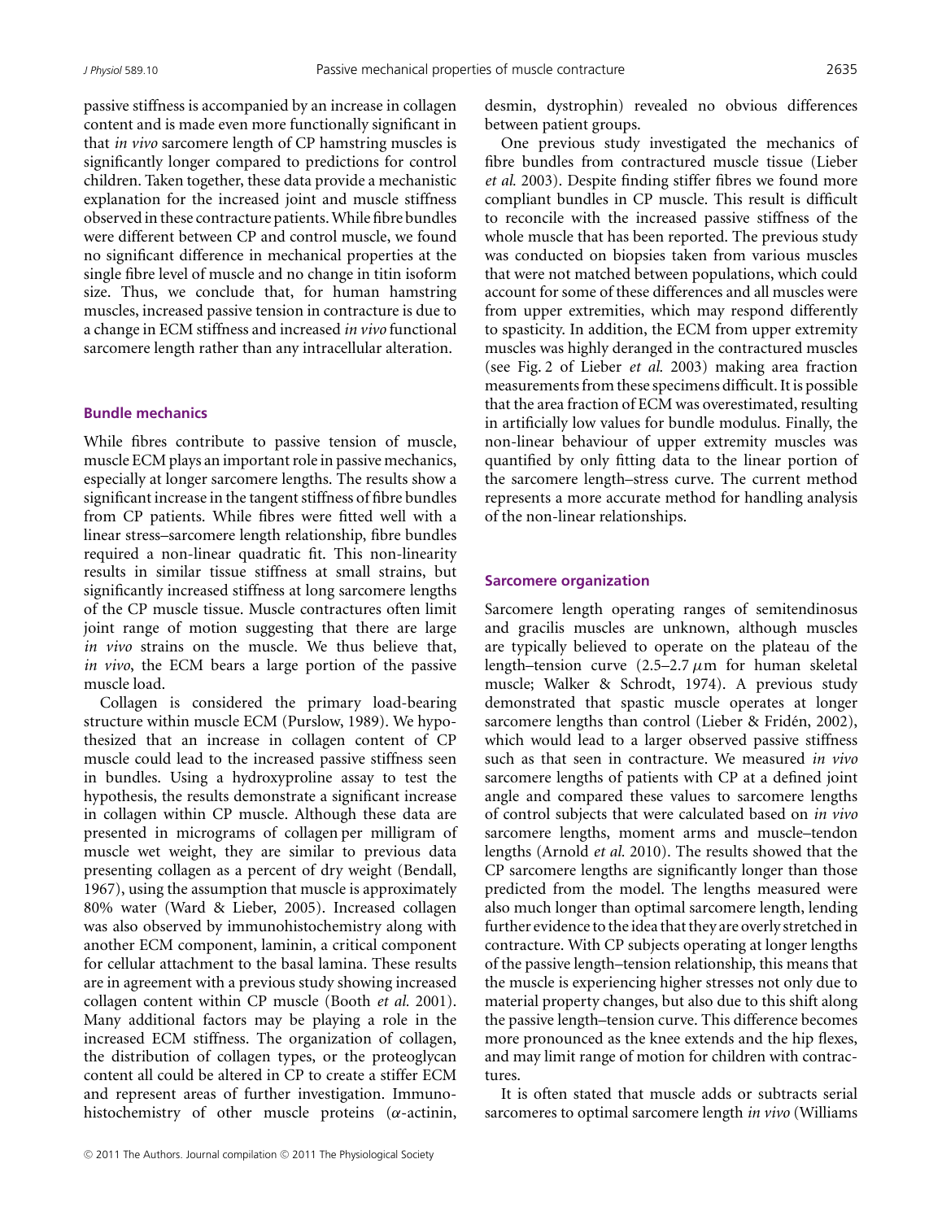passive stiffness is accompanied by an increase in collagen content and is made even more functionally significant in that *in vivo* sarcomere length of CP hamstring muscles is significantly longer compared to predictions for control children. Taken together, these data provide a mechanistic explanation for the increased joint and muscle stiffness observed in these contracture patients. While fibre bundles were different between CP and control muscle, we found no significant difference in mechanical properties at the single fibre level of muscle and no change in titin isoform size. Thus, we conclude that, for human hamstring muscles, increased passive tension in contracture is due to a change in ECM stiffness and increased *in vivo* functional sarcomere length rather than any intracellular alteration.

### Bundle mechanics

While fibres contribute to passive tension of muscle, muscle ECM plays an important role in passive mechanics, especially at longer sarcomere lengths. The results show a significant increase in the tangent stiffness of fibre bundles from CP patients. While fibres were fitted well with a linear stress–sarcomere length relationship, fibre bundles required a non-linear quadratic fit. This non-linearity results in similar tissue stiffness at small strains, but significantly increased stiffness at long sarcomere lengths of the CP muscle tissue. Muscle contractures often limit joint range of motion suggesting that there are large *in vivo* strains on the muscle. We thus believe that, *in vivo*, the ECM bears a large portion of the passive muscle load.

Collagen is considered the primary load-bearing structure within muscle ECM (Purslow, 1989). We hypothesized that an increase in collagen content of CP muscle could lead to the increased passive stiffness seen in bundles. Using a hydroxyproline assay to test the hypothesis, the results demonstrate a significant increase in collagen within CP muscle. Although these data are presented in micrograms of collagen per milligram of muscle wet weight, they are similar to previous data presenting collagen as a percent of dry weight (Bendall, 1967), using the assumption that muscle is approximately 80% water (Ward & Lieber, 2005). Increased collagen was also observed by immunohistochemistry along with another ECM component, laminin, a critical component for cellular attachment to the basal lamina. These results are in agreement with a previous study showing increased collagen content within CP muscle (Booth *et al.* 2001). Many additional factors may be playing a role in the increased ECM stiffness. The organization of collagen, the distribution of collagen types, or the proteoglycan content all could be altered in CP to create a stiffer ECM and represent areas of further investigation. Immunohistochemistry of other muscle proteins ($\alpha$-actinin, desmin, dystrophin) revealed no obvious differences between patient groups.

One previous study investigated the mechanics of fibre bundles from contractured muscle tissue (Lieber *et al.* 2003). Despite finding stiffer fibres we found more compliant bundles in CP muscle. This result is difficult to reconcile with the increased passive stiffness of the whole muscle that has been reported. The previous study was conducted on biopsies taken from various muscles that were not matched between populations, which could account for some of these differences and all muscles were from upper extremities, which may respond differently to spasticity. In addition, the ECM from upper extremity muscles was highly deranged in the contractured muscles (see Fig. 2 of Lieber *et al.* 2003) making area fraction measurements from these specimens difficult. It is possible that the area fraction of ECM was overestimated, resulting in artificially low values for bundle modulus. Finally, the non-linear behaviour of upper extremity muscles was quantified by only fitting data to the linear portion of the sarcomere length–stress curve. The current method represents a more accurate method for handling analysis of the non-linear relationships.

### Sarcomere organization

Sarcomere length operating ranges of semitendinosus and gracilis muscles are unknown, although muscles are typically believed to operate on the plateau of the length–tension curve (2.5–2.7 $\mu$m for human skeletal muscle; Walker & Schrodt, 1974). A previous study demonstrated that spastic muscle operates at longer sarcomere lengths than control (Lieber & Fridén, 2002), which would lead to a larger observed passive stiffness such as that seen in contracture. We measured *in vivo* sarcomere lengths of patients with CP at a defined joint angle and compared these values to sarcomere lengths of control subjects that were calculated based on *in vivo* sarcomere lengths, moment arms and muscle–tendon lengths (Arnold *et al.* 2010). The results showed that the CP sarcomere lengths are significantly longer than those predicted from the model. The lengths measured were also much longer than optimal sarcomere length, lending further evidence to the idea that they are overly stretched in contracture. With CP subjects operating at longer lengths of the passive length–tension relationship, this means that the muscle is experiencing higher stresses not only due to material property changes, but also due to this shift along the passive length–tension curve. This difference becomes more pronounced as the knee extends and the hip flexes, and may limit range of motion for children with contractures.

It is often stated that muscle adds or subtracts serial sarcomeres to optimal sarcomere length *in vivo* (Williams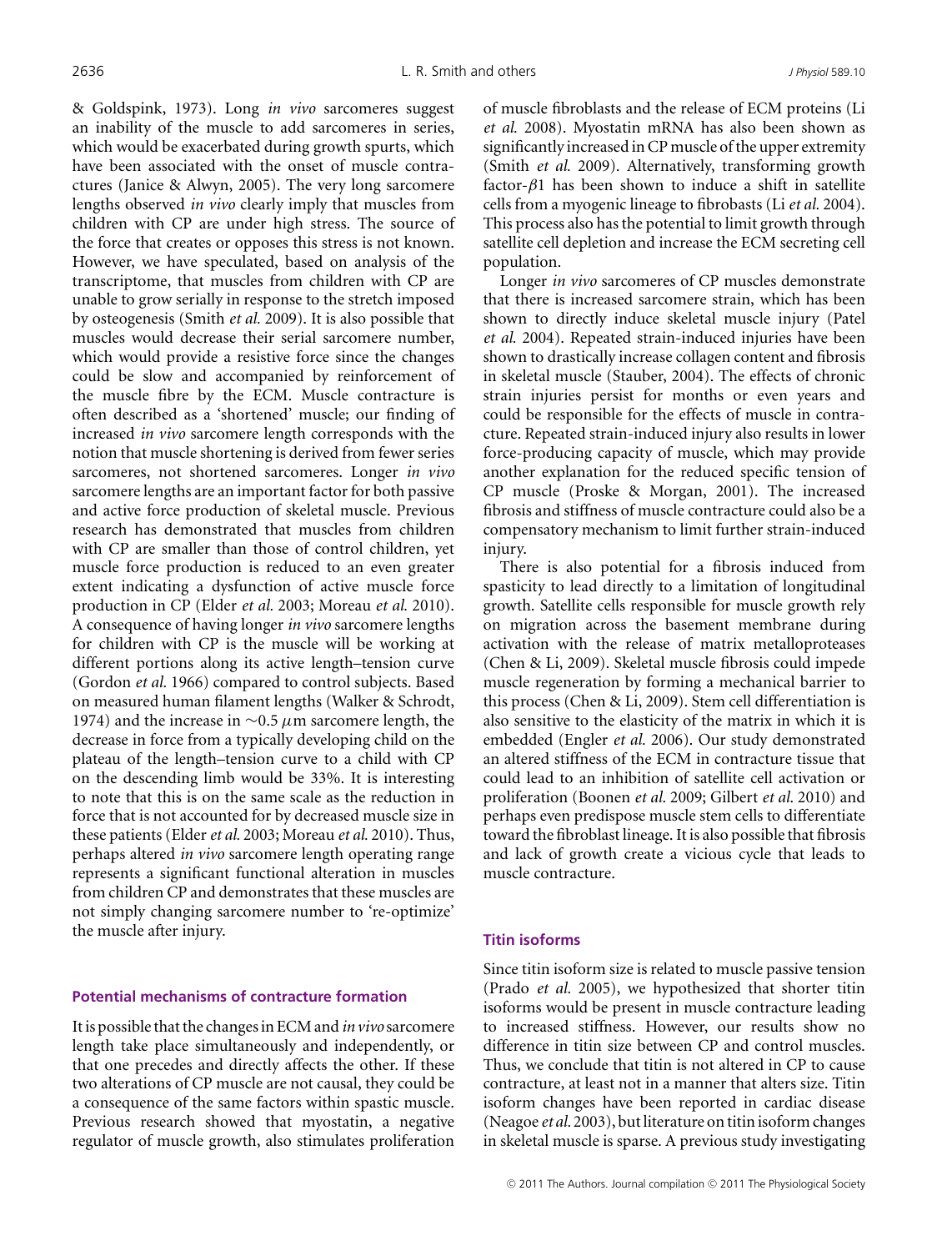& Goldspink, 1973). Long *in vivo* sarcomeres suggest an inability of the muscle to add sarcomeres in series, which would be exacerbated during growth spurts, which have been associated with the onset of muscle contractures (Janice & Alwyn, 2005). The very long sarcomere lengths observed *in vivo* clearly imply that muscles from children with CP are under high stress. The source of the force that creates or opposes this stress is not known. However, we have speculated, based on analysis of the transcriptome, that muscles from children with CP are unable to grow serially in response to the stretch imposed by osteogenesis (Smith *et al.* 2009). It is also possible that muscles would decrease their serial sarcomere number, which would provide a resistive force since the changes could be slow and accompanied by reinforcement of the muscle fibre by the ECM. Muscle contracture is often described as a 'shortened' muscle; our finding of increased *in vivo* sarcomere length corresponds with the notion that muscle shortening is derived from fewer series sarcomeres, not shortened sarcomeres. Longer *in vivo* sarcomere lengths are an important factor for both passive and active force production of skeletal muscle. Previous research has demonstrated that muscles from children with CP are smaller than those of control children, yet muscle force production is reduced to an even greater extent indicating a dysfunction of active muscle force production in CP (Elder *et al.* 2003; Moreau *et al.* 2010). A consequence of having longer *in vivo* sarcomere lengths for children with CP is the muscle will be working at different portions along its active length–tension curve (Gordon *et al.* 1966) compared to control subjects. Based on measured human filament lengths (Walker & Schrodt, 1974) and the increase in $\sim$0.5 $\mu$m sarcomere length, the decrease in force from a typically developing child on the plateau of the length–tension curve to a child with CP on the descending limb would be 33%. It is interesting to note that this is on the same scale as the reduction in force that is not accounted for by decreased muscle size in these patients (Elder *et al.* 2003; Moreau *et al.* 2010). Thus, perhaps altered *in vivo* sarcomere length operating range represents a significant functional alteration in muscles from children CP and demonstrates that these muscles are not simply changing sarcomere number to 're-optimize' the muscle after injury.

### Potential mechanisms of contracture formation

It is possible that the changes in ECM and *in vivo* sarcomere length take place simultaneously and independently, or that one precedes and directly affects the other. If these two alterations of CP muscle are not causal, they could be a consequence of the same factors within spastic muscle. Previous research showed that myostatin, a negative regulator of muscle growth, also stimulates proliferation of muscle fibroblasts and the release of ECM proteins (Li *et al.* 2008). Myostatin mRNA has also been shown as significantly increased in CP muscle of the upper extremity (Smith *et al.* 2009). Alternatively, transforming growth factor-$\beta$1 has been shown to induce a shift in satellite cells from a myogenic lineage to fibrobasts (Li *et al.* 2004). This process also has the potential to limit growth through satellite cell depletion and increase the ECM secreting cell population.

Longer *in vivo* sarcomeres of CP muscles demonstrate that there is increased sarcomere strain, which has been shown to directly induce skeletal muscle injury (Patel *et al.* 2004). Repeated strain-induced injuries have been shown to drastically increase collagen content and fibrosis in skeletal muscle (Stauber, 2004). The effects of chronic strain injuries persist for months or even years and could be responsible for the effects of muscle in contracture. Repeated strain-induced injury also results in lower force-producing capacity of muscle, which may provide another explanation for the reduced specific tension of CP muscle (Proske & Morgan, 2001). The increased fibrosis and stiffness of muscle contracture could also be a compensatory mechanism to limit further strain-induced injury.

There is also potential for a fibrosis induced from spasticity to lead directly to a limitation of longitudinal growth. Satellite cells responsible for muscle growth rely on migration across the basement membrane during activation with the release of matrix metalloproteases (Chen & Li, 2009). Skeletal muscle fibrosis could impede muscle regeneration by forming a mechanical barrier to this process (Chen & Li, 2009). Stem cell differentiation is also sensitive to the elasticity of the matrix in which it is embedded (Engler *et al.* 2006). Our study demonstrated an altered stiffness of the ECM in contracture tissue that could lead to an inhibition of satellite cell activation or proliferation (Boonen *et al.* 2009; Gilbert *et al.* 2010) and perhaps even predispose muscle stem cells to differentiate toward the fibroblast lineage. It is also possible that fibrosis and lack of growth create a vicious cycle that leads to muscle contracture.

### Titin isoforms

Since titin isoform size is related to muscle passive tension (Prado *et al.* 2005), we hypothesized that shorter titin isoforms would be present in muscle contracture leading to increased stiffness. However, our results show no difference in titin size between CP and control muscles. Thus, we conclude that titin is not altered in CP to cause contracture, at least not in a manner that alters size. Titin isoform changes have been reported in cardiac disease (Neagoe *et al.* 2003), but literature on titin isoform changes in skeletal muscle is sparse. A previous study investigating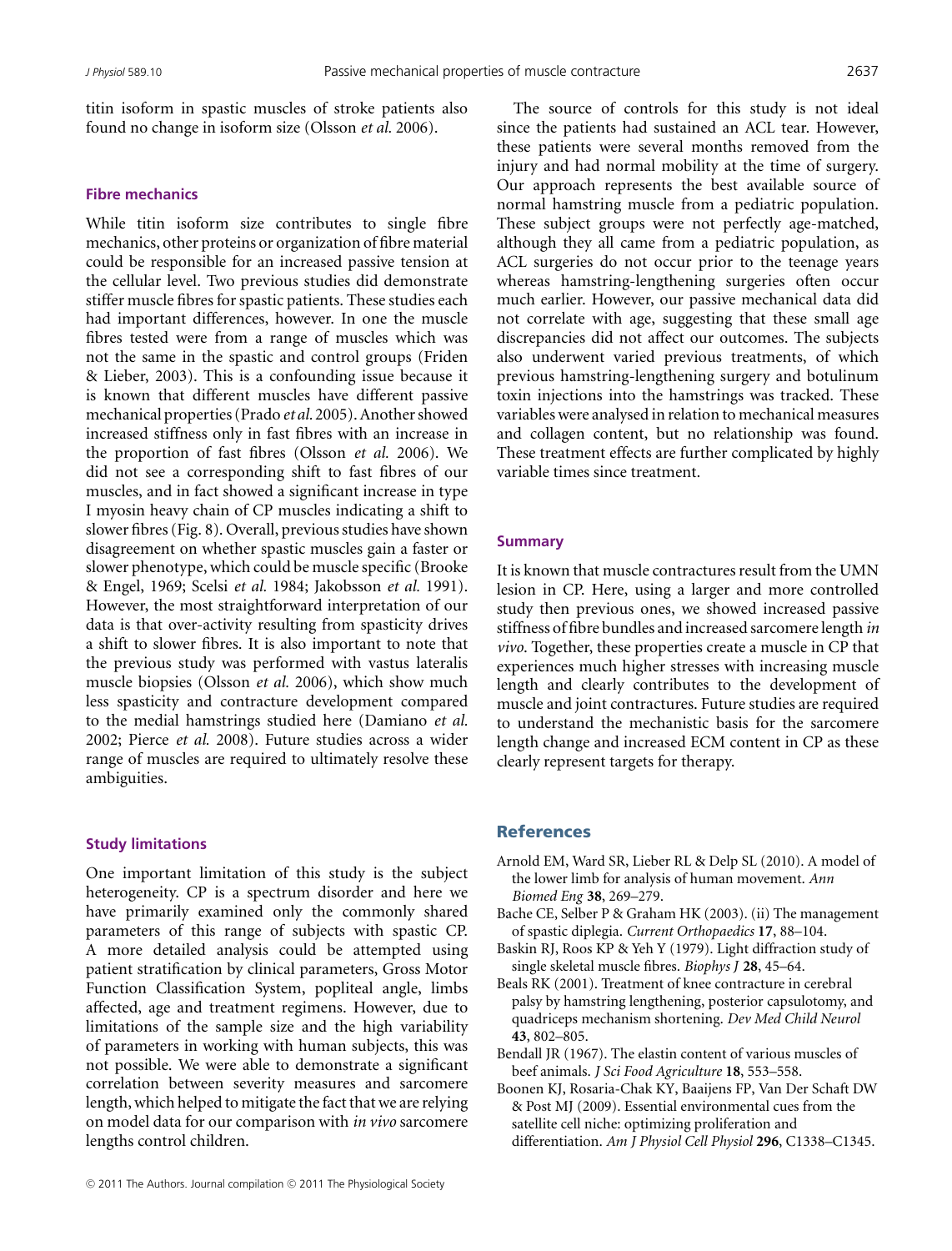titin isoform in spastic muscles of stroke patients also found no change in isoform size (Olsson *et al.* 2006).

### Fibre mechanics

While titin isoform size contributes to single fibre mechanics, other proteins or organization of fibre material could be responsible for an increased passive tension at the cellular level. Two previous studies did demonstrate stiffer muscle fibres for spastic patients. These studies each had important differences, however. In one the muscle fibres tested were from a range of muscles which was not the same in the spastic and control groups (Friden & Lieber, 2003). This is a confounding issue because it is known that different muscles have different passive mechanical properties (Prado *et al.* 2005). Another showed increased stiffness only in fast fibres with an increase in the proportion of fast fibres (Olsson *et al.* 2006). We did not see a corresponding shift to fast fibres of our muscles, and in fact showed a significant increase in type I myosin heavy chain of CP muscles indicating a shift to slower fibres (Fig. 8). Overall, previous studies have shown disagreement on whether spastic muscles gain a faster or slower phenotype, which could be muscle specific (Brooke & Engel, 1969; Scelsi *et al.* 1984; Jakobsson *et al.* 1991). However, the most straightforward interpretation of our data is that over-activity resulting from spasticity drives a shift to slower fibres. It is also important to note that the previous study was performed with vastus lateralis muscle biopsies (Olsson *et al.* 2006), which show much less spasticity and contracture development compared to the medial hamstrings studied here (Damiano *et al.* 2002; Pierce *et al.* 2008). Future studies across a wider range of muscles are required to ultimately resolve these ambiguities.

### Study limitations

One important limitation of this study is the subject heterogeneity. CP is a spectrum disorder and here we have primarily examined only the commonly shared parameters of this range of subjects with spastic CP. A more detailed analysis could be attempted using patient stratification by clinical parameters, Gross Motor Function Classification System, popliteal angle, limbs affected, age and treatment regimens. However, due to limitations of the sample size and the high variability of parameters in working with human subjects, this was not possible. We were able to demonstrate a significant correlation between severity measures and sarcomere length, which helped to mitigate the fact that we are relying on model data for our comparison with *in vivo* sarcomere lengths control children.

The source of controls for this study is not ideal since the patients had sustained an ACL tear. However, these patients were several months removed from the injury and had normal mobility at the time of surgery. Our approach represents the best available source of normal hamstring muscle from a pediatric population. These subject groups were not perfectly age-matched, although they all came from a pediatric population, as ACL surgeries do not occur prior to the teenage years whereas hamstring-lengthening surgeries often occur much earlier. However, our passive mechanical data did not correlate with age, suggesting that these small age discrepancies did not affect our outcomes. The subjects also underwent varied previous treatments, of which previous hamstring-lengthening surgery and botulinum toxin injections into the hamstrings was tracked. These variables were analysed in relation to mechanical measures and collagen content, but no relationship was found. These treatment effects are further complicated by highly variable times since treatment.

### Summary

It is known that muscle contractures result from the UMN lesion in CP. Here, using a larger and more controlled study then previous ones, we showed increased passive stiffness of fibre bundles and increased sarcomere length *in vivo*. Together, these properties create a muscle in CP that experiences much higher stresses with increasing muscle length and clearly contributes to the development of muscle and joint contractures. Future studies are required to understand the mechanistic basis for the sarcomere length change and increased ECM content in CP as these clearly represent targets for therapy.

## References

Arnold EM, Ward SR, Lieber RL & Delp SL (2010). A model of the lower limb for analysis of human movement. *Ann Biomed Eng* **38**, 269–279.

Bache CE, Selber P & Graham HK (2003). (ii) The management of spastic diplegia. *Current Orthopaedics* **17**, 88–104.

Baskin RJ, Roos KP & Yeh Y (1979). Light diffraction study of single skeletal muscle fibres. *Biophys J* **28**, 45–64.

Beals RK (2001). Treatment of knee contracture in cerebral palsy by hamstring lengthening, posterior capsulotomy, and quadriceps mechanism shortening. *Dev Med Child Neurol* **43**, 802–805.

Bendall JR (1967). The elastin content of various muscles of beef animals. *J Sci Food Agriculture* **18**, 553–558.

Boonen KJ, Rosaria-Chak KY, Baaijens FP, Van Der Schaft DW & Post MJ (2009). Essential environmental cues from the satellite cell niche: optimizing proliferation and differentiation. *Am J Physiol Cell Physiol* **296**, C1338–C1345.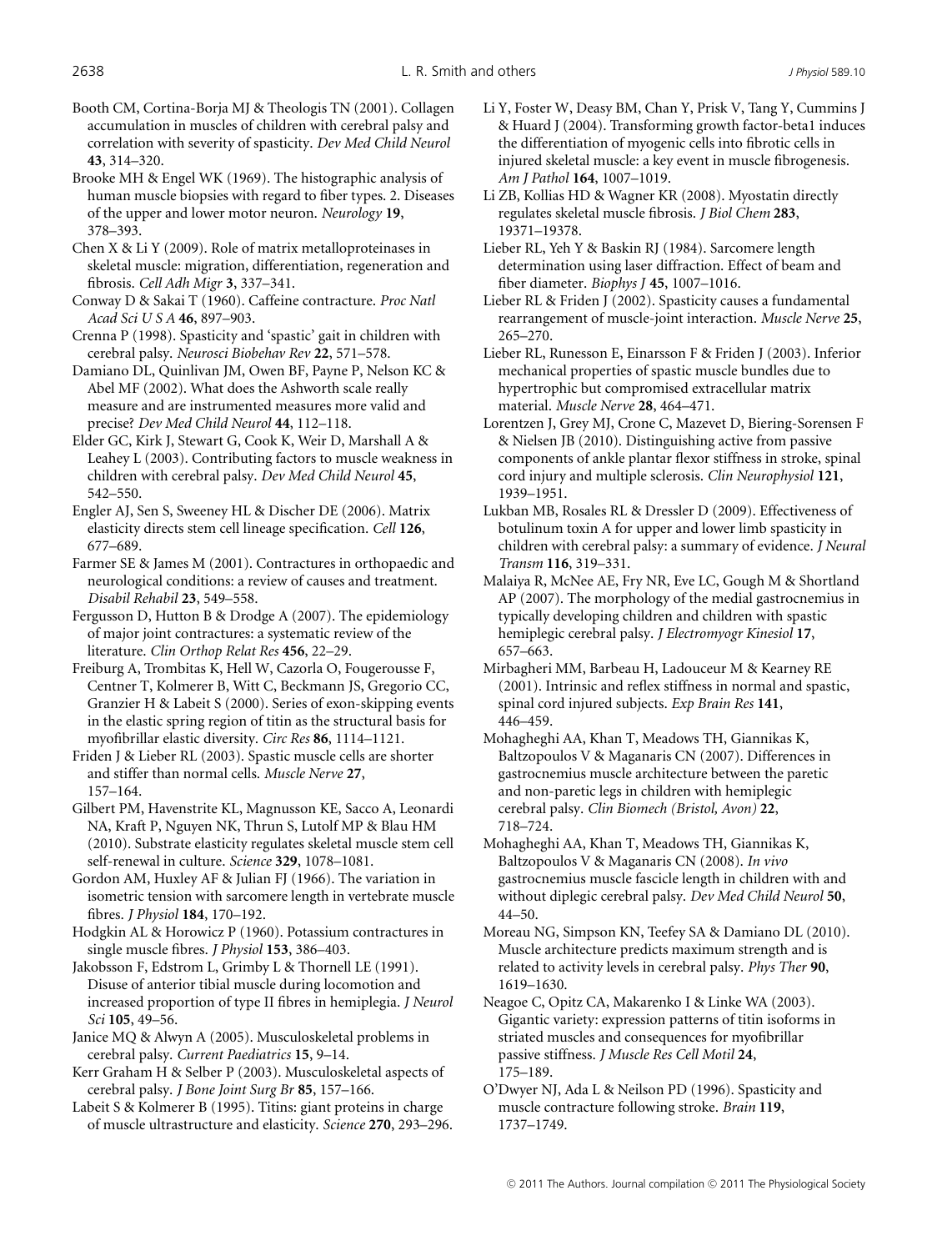Booth CM, Cortina-Borja MJ & Theologis TN (2001). Collagen accumulation in muscles of children with cerebral palsy and correlation with severity of spasticity. *Dev Med Child Neurol* **43**, 314–320.

Brooke MH & Engel WK (1969). The histographic analysis of human muscle biopsies with regard to fiber types. 2. Diseases of the upper and lower motor neuron. *Neurology* **19**, 378–393.

Chen X & Li Y (2009). Role of matrix metalloproteinases in skeletal muscle: migration, differentiation, regeneration and fibrosis. *Cell Adh Migr* **3**, 337–341.

Conway D & Sakai T (1960). Caffeine contracture. *Proc Natl Acad Sci U S A* **46**, 897–903.

Crenna P (1998). Spasticity and 'spastic' gait in children with cerebral palsy. *Neurosci Biobehav Rev* **22**, 571–578.

Damiano DL, Quinlivan JM, Owen BF, Payne P, Nelson KC & Abel MF (2002). What does the Ashworth scale really measure and are instrumented measures more valid and precise? *Dev Med Child Neurol* **44**, 112–118.

Elder GC, Kirk J, Stewart G, Cook K, Weir D, Marshall A & Leahey L (2003). Contributing factors to muscle weakness in children with cerebral palsy. *Dev Med Child Neurol* **45**, 542–550.

Engler AJ, Sen S, Sweeney HL & Discher DE (2006). Matrix elasticity directs stem cell lineage specification. *Cell* **126**, 677–689.

Farmer SE & James M (2001). Contractures in orthopaedic and neurological conditions: a review of causes and treatment. *Disabil Rehabil* **23**, 549–558.

Fergusson D, Hutton B & Drodge A (2007). The epidemiology of major joint contractures: a systematic review of the literature. *Clin Orthop Relat Res* **456**, 22–29.

Freiburg A, Trombitas K, Hell W, Cazorla O, Fougerousse F, Centner T, Kolmerer B, Witt C, Beckmann JS, Gregorio CC, Granzier H & Labeit S (2000). Series of exon-skipping events in the elastic spring region of titin as the structural basis for myofibrillar elastic diversity. *Circ Res* **86**, 1114–1121.

Friden J & Lieber RL (2003). Spastic muscle cells are shorter and stiffer than normal cells. *Muscle Nerve* **27**, 157–164.

Gilbert PM, Havenstrite KL, Magnusson KE, Sacco A, Leonardi NA, Kraft P, Nguyen NK, Thrun S, Lutolf MP & Blau HM (2010). Substrate elasticity regulates skeletal muscle stem cell self-renewal in culture. *Science* **329**, 1078–1081.

Gordon AM, Huxley AF & Julian FJ (1966). The variation in isometric tension with sarcomere length in vertebrate muscle fibres. *J Physiol* **184**, 170–192.

Hodgkin AL & Horowicz P (1960). Potassium contractures in single muscle fibres. *J Physiol* **153**, 386–403.

Jakobsson F, Edstrom L, Grimby L & Thornell LE (1991). Disuse of anterior tibial muscle during locomotion and increased proportion of type II fibres in hemiplegia. *J Neurol Sci* **105**, 49–56.

Janice MQ & Alwyn A (2005). Musculoskeletal problems in cerebral palsy. *Current Paediatrics* **15**, 9–14.

Kerr Graham H & Selber P (2003). Musculoskeletal aspects of cerebral palsy. *J Bone Joint Surg Br* **85**, 157–166.

Labeit S & Kolmerer B (1995). Titins: giant proteins in charge of muscle ultrastructure and elasticity. *Science* **270**, 293–296.

Li Y, Foster W, Deasy BM, Chan Y, Prisk V, Tang Y, Cummins J & Huard J (2004). Transforming growth factor-beta1 induces the differentiation of myogenic cells into fibrotic cells in injured skeletal muscle: a key event in muscle fibrogenesis. *Am J Pathol* **164**, 1007–1019.

Li ZB, Kollias HD & Wagner KR (2008). Myostatin directly regulates skeletal muscle fibrosis. *J Biol Chem* **283**, 19371–19378.

Lieber RL, Yeh Y & Baskin RJ (1984). Sarcomere length determination using laser diffraction. Effect of beam and fiber diameter. *Biophys J* **45**, 1007–1016.

Lieber RL & Friden J (2002). Spasticity causes a fundamental rearrangement of muscle-joint interaction. *Muscle Nerve* **25**, 265–270.

Lieber RL, Runesson E, Einarsson F & Friden J (2003). Inferior mechanical properties of spastic muscle bundles due to hypertrophic but compromised extracellular matrix material. *Muscle Nerve* **28**, 464–471.

Lorentzen J, Grey MJ, Crone C, Mazevet D, Biering-Sorensen F & Nielsen JB (2010). Distinguishing active from passive components of ankle plantar flexor stiffness in stroke, spinal cord injury and multiple sclerosis. *Clin Neurophysiol* **121**, 1939–1951.

Lukban MB, Rosales RL & Dressler D (2009). Effectiveness of botulinum toxin A for upper and lower limb spasticity in children with cerebral palsy: a summary of evidence. *J Neural Transm* **116**, 319–331.

Malaiya R, McNee AE, Fry NR, Eve LC, Gough M & Shortland AP (2007). The morphology of the medial gastrocnemius in typically developing children and children with spastic hemiplegic cerebral palsy. *J Electromyogr Kinesiol* **17**, 657–663.

Mirbagheri MM, Barbeau H, Ladouceur M & Kearney RE (2001). Intrinsic and reflex stiffness in normal and spastic, spinal cord injured subjects. *Exp Brain Res* **141**, 446–459.

Mohagheghi AA, Khan T, Meadows TH, Giannikas K, Baltzopoulos V & Maganaris CN (2007). Differences in gastrocnemius muscle architecture between the paretic and non-paretic legs in children with hemiplegic cerebral palsy. *Clin Biomech (Bristol, Avon)* **22**, 718–724.

Mohagheghi AA, Khan T, Meadows TH, Giannikas K, Baltzopoulos V & Maganaris CN (2008). *In vivo* gastrocnemius muscle fascicle length in children with and without diplegic cerebral palsy. *Dev Med Child Neurol* **50**, 44–50.

Moreau NG, Simpson KN, Teefey SA & Damiano DL (2010). Muscle architecture predicts maximum strength and is related to activity levels in cerebral palsy. *Phys Ther* **90**, 1619–1630.

Neagoe C, Opitz CA, Makarenko I & Linke WA (2003). Gigantic variety: expression patterns of titin isoforms in striated muscles and consequences for myofibrillar passive stiffness. *J Muscle Res Cell Motil* **24**, 175–189.

O'Dwyer NJ, Ada L & Neilson PD (1996). Spasticity and muscle contracture following stroke. *Brain* **119**, 1737–1749.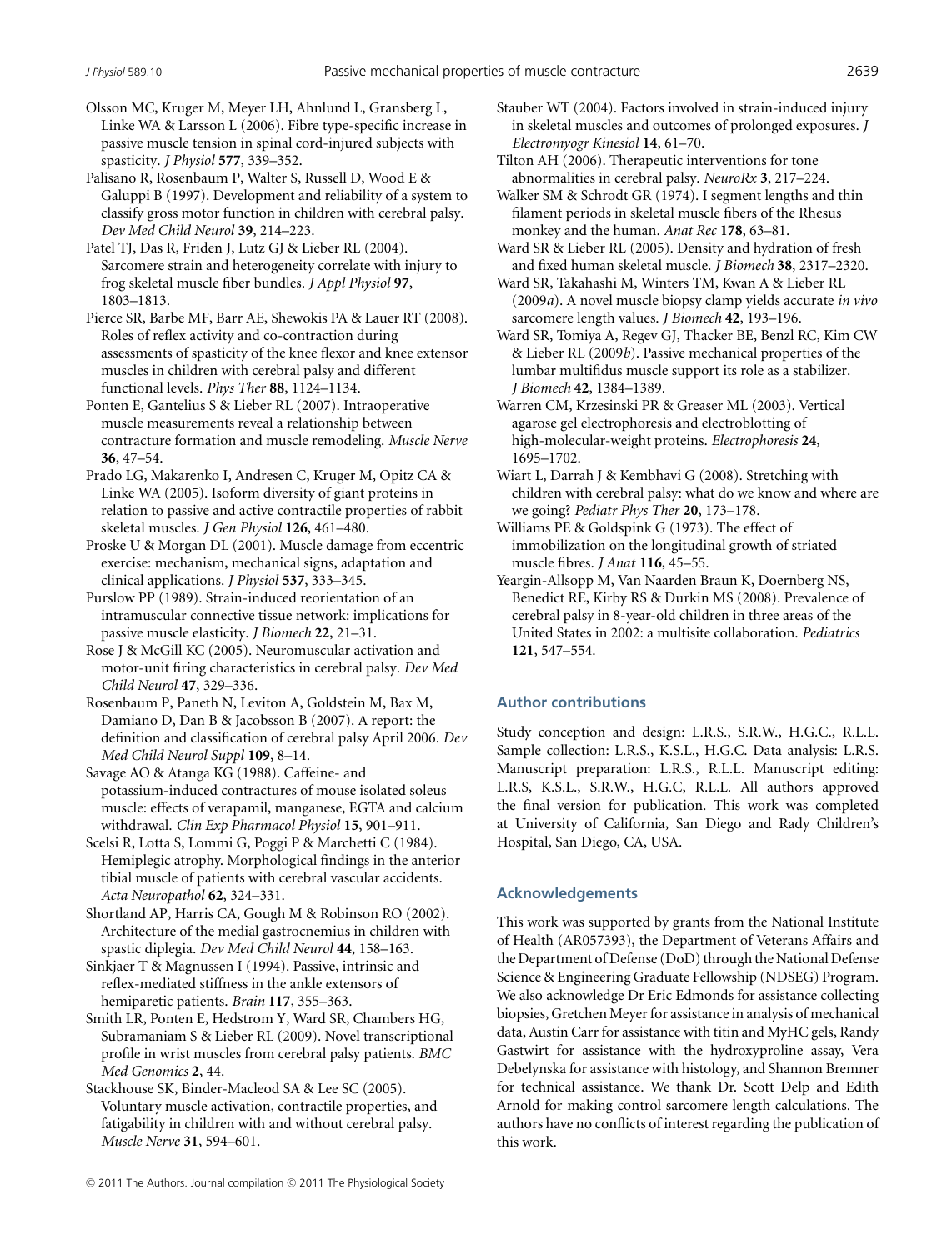Olsson MC, Kruger M, Meyer LH, Ahnlund L, Gransberg L, Linke WA & Larsson L (2006). Fibre type-specific increase in passive muscle tension in spinal cord-injured subjects with spasticity. *J Physiol* **577**, 339–352.

Palisano R, Rosenbaum P, Walter S, Russell D, Wood E & Galuppi B (1997). Development and reliability of a system to classify gross motor function in children with cerebral palsy. *Dev Med Child Neurol* **39**, 214–223.

Patel TJ, Das R, Friden J, Lutz GJ & Lieber RL (2004). Sarcomere strain and heterogeneity correlate with injury to frog skeletal muscle fiber bundles. *J Appl Physiol* **97**, 1803–1813.

Pierce SR, Barbe MF, Barr AE, Shewokis PA & Lauer RT (2008). Roles of reflex activity and co-contraction during assessments of spasticity of the knee flexor and knee extensor muscles in children with cerebral palsy and different functional levels. *Phys Ther* **88**, 1124–1134.

Ponten E, Gantelius S & Lieber RL (2007). Intraoperative muscle measurements reveal a relationship between contracture formation and muscle remodeling. *Muscle Nerve* **36**, 47–54.

Prado LG, Makarenko I, Andresen C, Kruger M, Opitz CA & Linke WA (2005). Isoform diversity of giant proteins in relation to passive and active contractile properties of rabbit skeletal muscles. *J Gen Physiol* **126**, 461–480.

Proske U & Morgan DL (2001). Muscle damage from eccentric exercise: mechanism, mechanical signs, adaptation and clinical applications. *J Physiol* **537**, 333–345.

Purslow PP (1989). Strain-induced reorientation of an intramuscular connective tissue network: implications for passive muscle elasticity. *J Biomech* **22**, 21–31.

Rose J & McGill KC (2005). Neuromuscular activation and motor-unit firing characteristics in cerebral palsy. *Dev Med Child Neurol* **47**, 329–336.

Rosenbaum P, Paneth N, Leviton A, Goldstein M, Bax M, Damiano D, Dan B & Jacobsson B (2007). A report: the definition and classification of cerebral palsy April 2006. *Dev Med Child Neurol Suppl* **109**, 8–14.

Savage AO & Atanga KG (1988). Caffeine- and potassium-induced contractures of mouse isolated soleus muscle: effects of verapamil, manganese, EGTA and calcium withdrawal. *Clin Exp Pharmacol Physiol* **15**, 901–911.

Scelsi R, Lotta S, Lommi G, Poggi P & Marchetti C (1984). Hemiplegic atrophy. Morphological findings in the anterior tibial muscle of patients with cerebral vascular accidents. *Acta Neuropathol* **62**, 324–331.

Shortland AP, Harris CA, Gough M & Robinson RO (2002). Architecture of the medial gastrocnemius in children with spastic diplegia. *Dev Med Child Neurol* **44**, 158–163.

Sinkjaer T & Magnussen I (1994). Passive, intrinsic and reflex-mediated stiffness in the ankle extensors of hemiparetic patients. *Brain* **117**, 355–363.

Smith LR, Ponten E, Hedstrom Y, Ward SR, Chambers HG, Subramaniam S & Lieber RL (2009). Novel transcriptional profile in wrist muscles from cerebral palsy patients. *BMC Med Genomics* **2**, 44.

Stackhouse SK, Binder-Macleod SA & Lee SC (2005). Voluntary muscle activation, contractile properties, and fatigability in children with and without cerebral palsy. *Muscle Nerve* **31**, 594–601.

Stauber WT (2004). Factors involved in strain-induced injury in skeletal muscles and outcomes of prolonged exposures. *J Electromyogr Kinesiol* **14**, 61–70.

Tilton AH (2006). Therapeutic interventions for tone abnormalities in cerebral palsy. *NeuroRx* **3**, 217–224.

Walker SM & Schrodt GR (1974). I segment lengths and thin filament periods in skeletal muscle fibers of the Rhesus monkey and the human. *Anat Rec* **178**, 63–81.

Ward SR & Lieber RL (2005). Density and hydration of fresh and fixed human skeletal muscle. *J Biomech* **38**, 2317–2320.

Ward SR, Takahashi M, Winters TM, Kwan A & Lieber RL (2009*a*). A novel muscle biopsy clamp yields accurate *in vivo* sarcomere length values. *J Biomech* **42**, 193–196.

Ward SR, Tomiya A, Regev GJ, Thacker BE, Benzl RC, Kim CW & Lieber RL (2009*b*). Passive mechanical properties of the lumbar multifidus muscle support its role as a stabilizer. *J Biomech* **42**, 1384–1389.

Warren CM, Krzesinski PR & Greaser ML (2003). Vertical agarose gel electrophoresis and electroblotting of high-molecular-weight proteins. *Electrophoresis* **24**, 1695–1702.

Wiart L, Darrah J & Kembhavi G (2008). Stretching with children with cerebral palsy: what do we know and where are we going? *Pediatr Phys Ther* **20**, 173–178.

Williams PE & Goldspink G (1973). The effect of immobilization on the longitudinal growth of striated muscle fibres. *J Anat* **116**, 45–55.

Yeargin-Allsopp M, Van Naarden Braun K, Doernberg NS, Benedict RE, Kirby RS & Durkin MS (2008). Prevalence of cerebral palsy in 8-year-old children in three areas of the United States in 2002: a multisite collaboration. *Pediatrics* **121**, 547–554.

## Author contributions

Study conception and design: L.R.S., S.R.W., H.G.C., R.L.L. Sample collection: L.R.S., K.S.L., H.G.C. Data analysis: L.R.S. Manuscript preparation: L.R.S., R.L.L. Manuscript editing: L.R.S, K.S.L., S.R.W., H.G.C, R.L.L. All authors approved the final version for publication. This work was completed at University of California, San Diego and Rady Children's Hospital, San Diego, CA, USA.

## Acknowledgements

This work was supported by grants from the National Institute of Health (AR057393), the Department of Veterans Affairs and the Department of Defense (DoD) through the National Defense Science & Engineering Graduate Fellowship (NDSEG) Program. We also acknowledge Dr Eric Edmonds for assistance collecting biopsies, Gretchen Meyer for assistance in analysis of mechanical data, Austin Carr for assistance with titin and MyHC gels, Randy Gastwirt for assistance with the hydroxyproline assay, Vera Debelynska for assistance with histology, and Shannon Bremner for technical assistance. We thank Dr. Scott Delp and Edith Arnold for making control sarcomere length calculations. The authors have no conflicts of interest regarding the publication of this work.